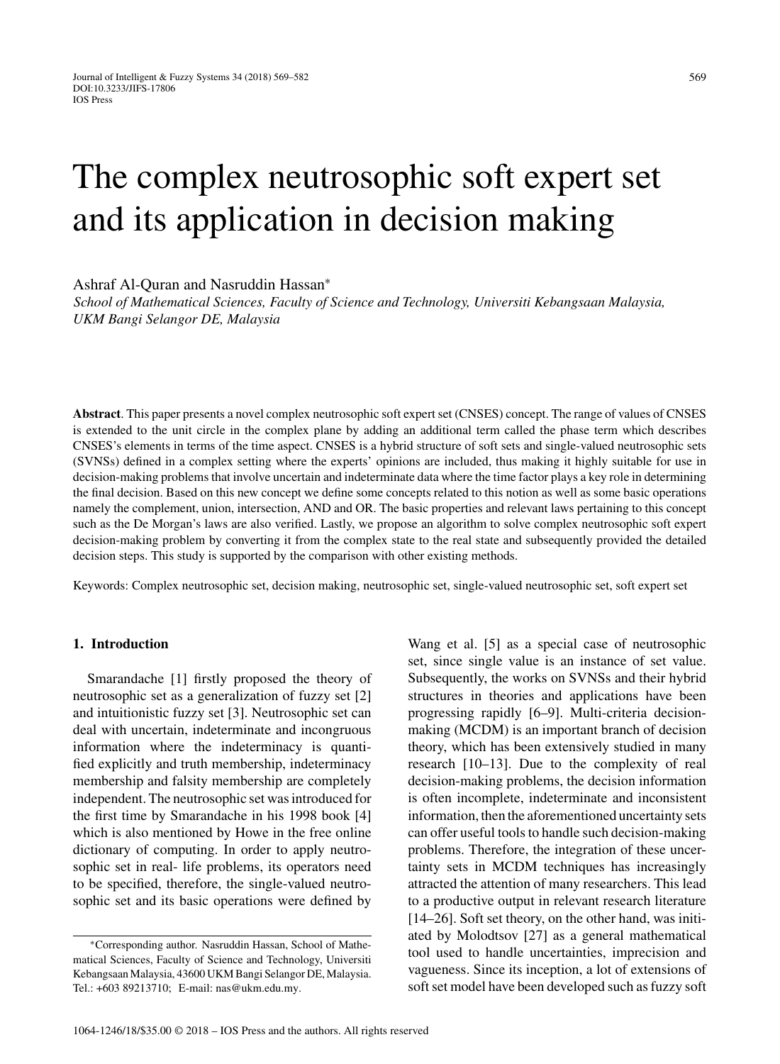# The complex neutrosophic soft expert set and its application in decision making

Ashraf Al-Quran and Nasruddin Hassan*

*School of Mathematical Sciences, Faculty of Science and Technology, Universiti Kebangsaan Malaysia, UKM Bangi Selangor DE, Malaysia*

**Abstract**. This paper presents a novel complex neutrosophic soft expert set (CNSES) concept. The range of values of CNSES is extended to the unit circle in the complex plane by adding an additional term called the phase term which describes CNSES's elements in terms of the time aspect. CNSES is a hybrid structure of soft sets and single-valued neutrosophic sets (SVNSs) defined in a complex setting where the experts' opinions are included, thus making it highly suitable for use in decision-making problems that involve uncertain and indeterminate data where the time factor plays a key role in determining the final decision. Based on this new concept we define some concepts related to this notion as well as some basic operations namely the complement, union, intersection, AND and OR. The basic properties and relevant laws pertaining to this concept such as the De Morgan's laws are also verified. Lastly, we propose an algorithm to solve complex neutrosophic soft expert decision-making problem by converting it from the complex state to the real state and subsequently provided the detailed decision steps. This study is supported by the comparison with other existing methods.

Keywords: Complex neutrosophic set, decision making, neutrosophic set, single-valued neutrosophic set, soft expert set

## 1. Introduction

Smarandache [1] firstly proposed the theory of neutrosophic set as a generalization of fuzzy set [2] and intuitionistic fuzzy set [3]. Neutrosophic set can deal with uncertain, indeterminate and incongruous information where the indeterminacy is quantified explicitly and truth membership, indeterminacy membership and falsity membership are completely independent. The neutrosophic set was introduced for the first time by Smarandache in his 1998 book [4] which is also mentioned by Howe in the free online dictionary of computing. In order to apply neutrosophic set in real- life problems, its operators need to be specified, therefore, the single-valued neutrosophic set and its basic operations were defined by Wang et al. [5] as a special case of neutrosophic set, since single value is an instance of set value. Subsequently, the works on SVNSs and their hybrid structures in theories and applications have been progressing rapidly [6–9]. Multi-criteria decision-making (MCDM) is an important branch of decision theory, which has been extensively studied in many research [10–13]. Due to the complexity of real decision-making problems, the decision information is often incomplete, indeterminate and inconsistent information, then the aforementioned uncertainty sets can offer useful tools to handle such decision-making problems. Therefore, the integration of these uncertainty sets in MCDM techniques has increasingly attracted the attention of many researchers. This lead to a productive output in relevant research literature [14–26]. Soft set theory, on the other hand, was initiated by Molodtsov [27] as a general mathematical tool used to handle uncertainties, imprecision and vagueness. Since its inception, a lot of extensions of soft set model have been developed such as fuzzy soft

*Corresponding author. Nasruddin Hassan, School of Mathematical Sciences, Faculty of Science and Technology, Universiti Kebangsaan Malaysia, 43600 UKM Bangi Selangor DE, Malaysia. Tel.: +603 89213710; E-mail: nas@ukm.edu.my.

1064-1246/18/$35.00 © 2018 – IOS Press and the authors. All rights reserved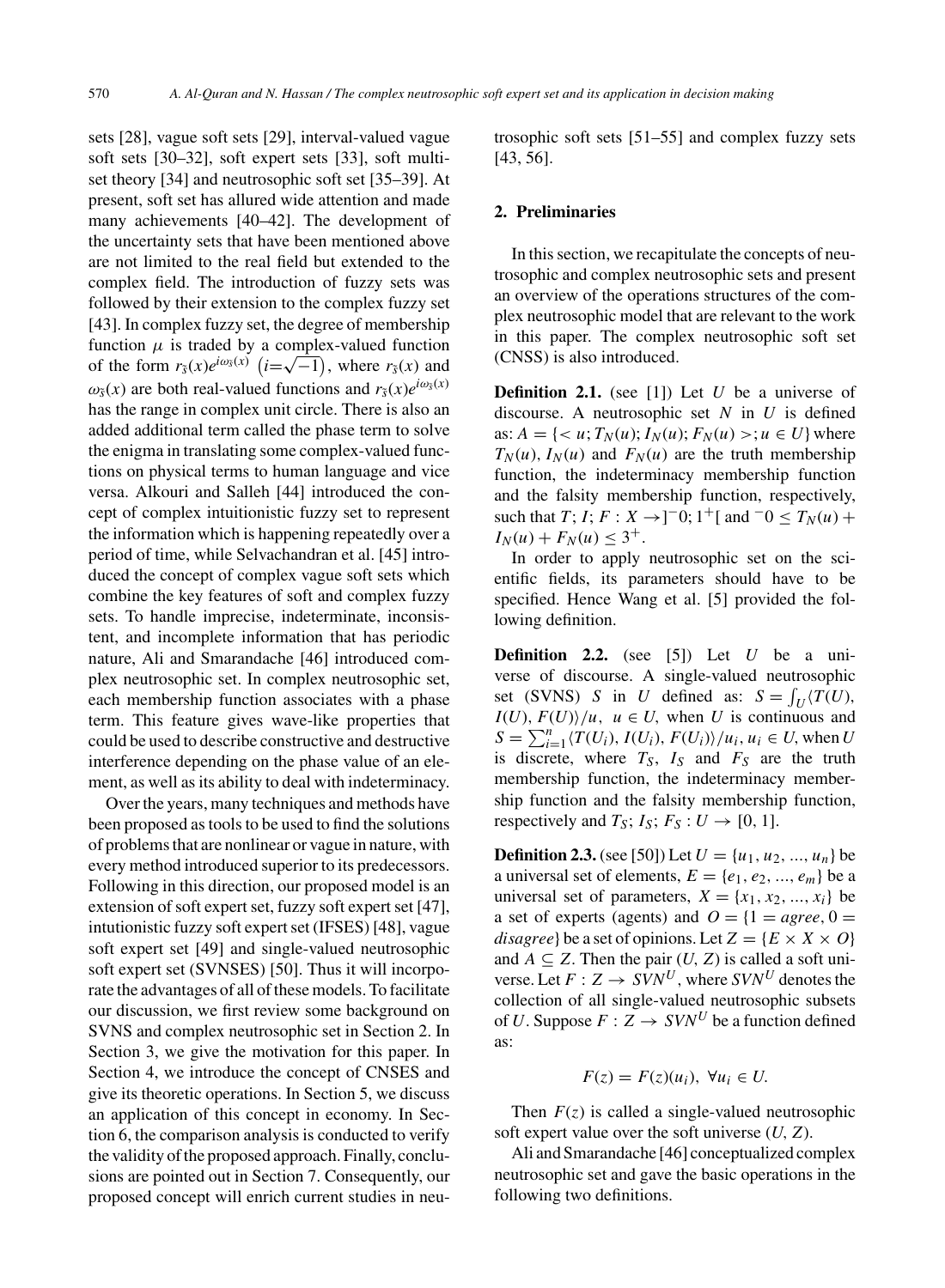sets [28], vague soft sets [29], interval-valued vague soft sets [30–32], soft expert sets [33], soft multi-set theory [34] and neutrosophic soft set [35–39]. At present, soft set has allured wide attention and made many achievements [40–42]. The development of the uncertainty sets that have been mentioned above are not limited to the real field but extended to the complex field. The introduction of fuzzy sets was followed by their extension to the complex fuzzy set [43]. In complex fuzzy set, the degree of membership function $\mu$ is traded by a complex-valued function of the form $r_{\tilde{s}}(x)e^{i\omega_{\tilde{s}}(x)}$ $\left(i=\sqrt{-1}\right)$, where $r_{\tilde{s}}(x)$ and $\omega_{\tilde{s}}(x)$ are both real-valued functions and $r_{\tilde{s}}(x)e^{i\omega_{\tilde{s}}(x)}$ has the range in complex unit circle. There is also an added additional term called the phase term to solve the enigma in translating some complex-valued functions on physical terms to human language and vice versa. Alkouri and Salleh [44] introduced the concept of complex intuitionistic fuzzy set to represent the information which is happening repeatedly over a period of time, while Selvachandran et al. [45] introduced the concept of complex vague soft sets which combine the key features of soft and complex fuzzy sets. To handle imprecise, indeterminate, inconsistent, and incomplete information that has periodic nature, Ali and Smarandache [46] introduced complex neutrosophic set. In complex neutrosophic set, each membership function associates with a phase term. This feature gives wave-like properties that could be used to describe constructive and destructive interference depending on the phase value of an element, as well as its ability to deal with indeterminacy.

Over the years, many techniques and methods have been proposed as tools to be used to find the solutions of problems that are nonlinear or vague in nature, with every method introduced superior to its predecessors. Following in this direction, our proposed model is an extension of soft expert set, fuzzy soft expert set [47], intutionistic fuzzy soft expert set (IFSES) [48], vague soft expert set [49] and single-valued neutrosophic soft expert set (SVNSES) [50]. Thus it will incorporate the advantages of all of these models. To facilitate our discussion, we first review some background on SVNS and complex neutrosophic set in Section 2. In Section 3, we give the motivation for this paper. In Section 4, we introduce the concept of CNSES and give its theoretic operations. In Section 5, we discuss an application of this concept in economy. In Section 6, the comparison analysis is conducted to verify the validity of the proposed approach. Finally, conclusions are pointed out in Section 7. Consequently, our proposed concept will enrich current studies in neutrosophic soft sets [51–55] and complex fuzzy sets [43, 56].

## 2. Preliminaries

In this section, we recapitulate the concepts of neutrosophic and complex neutrosophic sets and present an overview of the operations structures of the complex neutrosophic model that are relevant to the work in this paper. The complex neutrosophic soft set (CNSS) is also introduced.

**Definition 2.1.** (see [1]) Let $U$ be a universe of discourse. A neutrosophic set $N$ in $U$ is defined as: $A = \{< u; T_N(u); I_N(u); F_N(u) >; u \in U\}$ where $T_N(u)$, $I_N(u)$ and $F_N(u)$ are the truth membership function, the indeterminacy membership function and the falsity membership function, respectively, such that $T; I; F : X \to ]^{-}0; 1^{+}[$ and $^{-}0 \leq T_N(u) + I_N(u) + F_N(u) \leq 3^{+}$.

In order to apply neutrosophic set on the scientific fields, its parameters should have to be specified. Hence Wang et al. [5] provided the following definition.

**Definition 2.2.** (see [5]) Let $U$ be a universe of discourse. A single-valued neutrosophic set (SVNS) $S$ in $U$ defined as: $S = \int_U \langle T(U), I(U), F(U)\rangle/u,\ u \in U$, when $U$ is continuous and $S = \sum_{i=1}^{n} \langle T(U_i), I(U_i), F(U_i)\rangle/u_i, u_i \in U$, when $U$ is discrete, where $T_S$, $I_S$ and $F_S$ are the truth membership function, the indeterminacy membership function and the falsity membership function, respectively and $T_S; I_S; F_S : U \to [0, 1]$.

**Definition 2.3.** (see [50]) Let $U = \{u_1, u_2, ..., u_n\}$ be a universal set of elements, $E = \{e_1, e_2, ..., e_m\}$ be a universal set of parameters, $X = \{x_1, x_2, ..., x_i\}$ be a set of experts (agents) and $O = \{1 = agree, 0 = disagree\}$ be a set of opinions. Let $Z = \{E \times X \times O\}$ and $A \subseteq Z$. Then the pair $(U, Z)$ is called a soft universe. Let $F : Z \to SVN^U$, where $SVN^U$ denotes the collection of all single-valued neutrosophic subsets of $U$. Suppose $F : Z \to SVN^U$ be a function defined as:

$$F(z) = F(z)(u_i),\ \forall u_i \in U.$$

Then $F(z)$ is called a single-valued neutrosophic soft expert value over the soft universe $(U, Z)$.

Ali and Smarandache [46] conceptualized complex neutrosophic set and gave the basic operations in the following two definitions.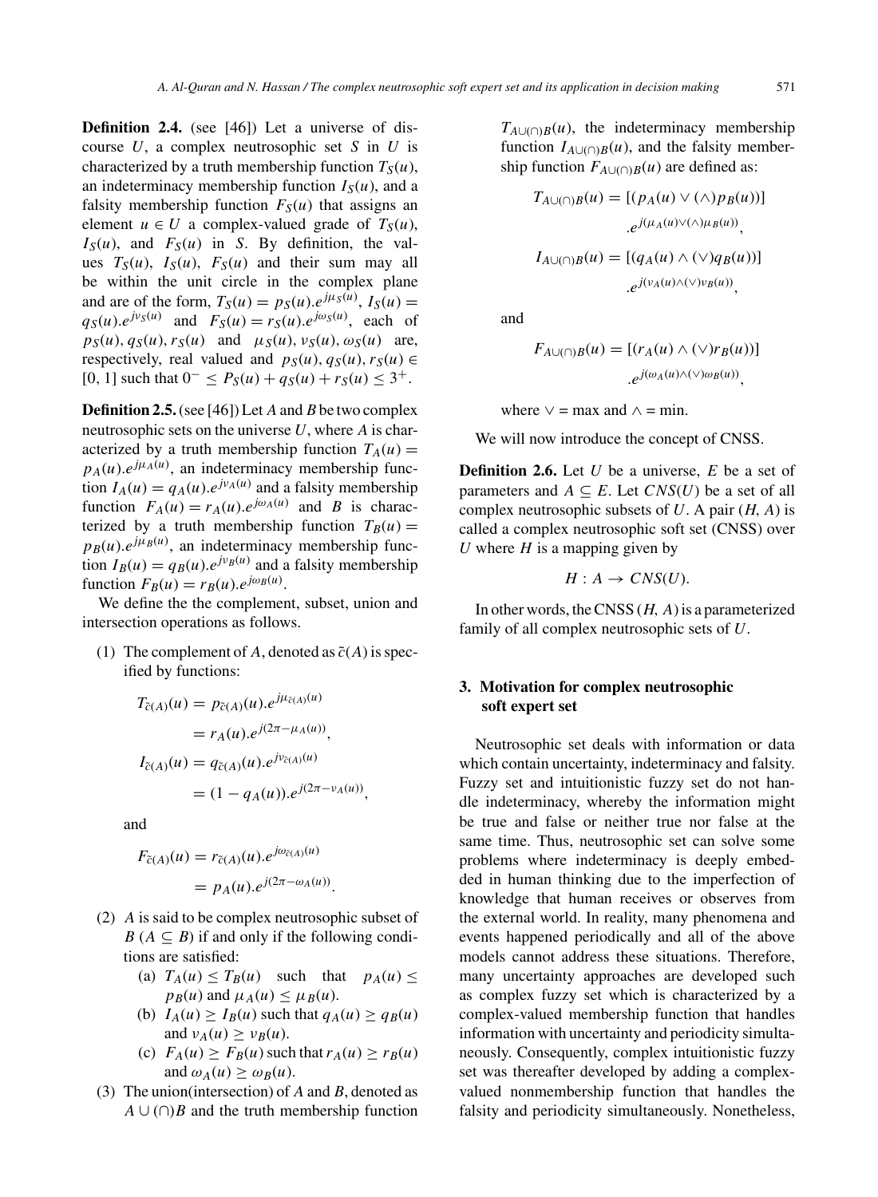**Definition 2.4.** (see [46]) Let a universe of discourse $U$, a complex neutrosophic set $S$ in $U$ is characterized by a truth membership function $T_S(u)$, an indeterminacy membership function $I_S(u)$, and a falsity membership function $F_S(u)$ that assigns an element $u \in U$ a complex-valued grade of $T_S(u)$, $I_S(u)$, and $F_S(u)$ in $S$. By definition, the values $T_S(u)$, $I_S(u)$, $F_S(u)$ and their sum may all be within the unit circle in the complex plane and are of the form, $T_S(u) = p_S(u).e^{j\mu_S(u)}$, $I_S(u) = q_S(u).e^{j\nu_S(u)}$ and $F_S(u) = r_S(u).e^{j\omega_S(u)}$, each of $p_S(u), q_S(u), r_S(u)$ and $\mu_S(u), \nu_S(u), \omega_S(u)$ are, respectively, real valued and $p_S(u), q_S(u), r_S(u) \in [0, 1]$ such that $0^- \leq P_S(u) + q_S(u) + r_S(u) \leq 3^+$.

**Definition 2.5.** (see [46]) Let $A$ and $B$ be two complex neutrosophic sets on the universe $U$, where $A$ is characterized by a truth membership function $T_A(u) = p_A(u).e^{j\mu_A(u)}$, an indeterminacy membership function $I_A(u) = q_A(u).e^{j\nu_A(u)}$ and a falsity membership function $F_A(u) = r_A(u).e^{j\omega_A(u)}$ and $B$ is characterized by a truth membership function $T_B(u) = p_B(u).e^{j\mu_B(u)}$, an indeterminacy membership function $I_B(u) = q_B(u).e^{j\nu_B(u)}$ and a falsity membership function $F_B(u) = r_B(u).e^{j\omega_B(u)}$.

We define the the complement, subset, union and intersection operations as follows.

(1) The complement of $A$, denoted as $\tilde{c}(A)$ is specified by functions:

$$T_{\tilde{c}(A)}(u) = p_{\tilde{c}(A)}(u).e^{j\mu_{\tilde{c}(A)}(u)} = r_A(u).e^{j(2\pi - \mu_A(u))},$$

$$I_{\tilde{c}(A)}(u) = q_{\tilde{c}(A)}(u).e^{j\nu_{\tilde{c}(A)}(u)} = (1 - q_A(u)).e^{j(2\pi - \nu_A(u))},$$

and

$$F_{\tilde{c}(A)}(u) = r_{\tilde{c}(A)}(u).e^{j\omega_{\tilde{c}(A)}(u)} = p_A(u).e^{j(2\pi - \omega_A(u))}.$$

(2) $A$ is said to be complex neutrosophic subset of $B$ ($A \subseteq B$) if and only if the following conditions are satisfied:
   (a) $T_A(u) \leq T_B(u)$ such that $p_A(u) \leq p_B(u)$ and $\mu_A(u) \leq \mu_B(u)$.
   (b) $I_A(u) \geq I_B(u)$ such that $q_A(u) \geq q_B(u)$ and $\nu_A(u) \geq \nu_B(u)$.
   (c) $F_A(u) \geq F_B(u)$ such that $r_A(u) \geq r_B(u)$ and $\omega_A(u) \geq \omega_B(u)$.

(3) The union(intersection) of $A$ and $B$, denoted as $A \cup (\cap) B$ and the truth membership function $T_{A\cup(\cap)B}(u)$, the indeterminacy membership function $I_{A\cup(\cap)B}(u)$, and the falsity membership function $F_{A\cup(\cap)B}(u)$ are defined as:

$$T_{A\cup(\cap)B}(u) = [(p_A(u) \vee (\wedge) p_B(u))] .e^{j(\mu_A(u) \vee (\wedge) \mu_B(u))},$$

$$I_{A\cup(\cap)B}(u) = [(q_A(u) \wedge (\vee) q_B(u))] .e^{j(\nu_A(u) \wedge (\vee) \nu_B(u))},$$

and

$$F_{A\cup(\cap)B}(u) = [(r_A(u) \wedge (\vee) r_B(u))] .e^{j(\omega_A(u) \wedge (\vee) \omega_B(u))},$$

where $\vee$ = max and $\wedge$ = min.

We will now introduce the concept of CNSS.

**Definition 2.6.** Let $U$ be a universe, $E$ be a set of parameters and $A \subseteq E$. Let $CNS(U)$ be a set of all complex neutrosophic subsets of $U$. A pair $(H, A)$ is called a complex neutrosophic soft set (CNSS) over $U$ where $H$ is a mapping given by

$$H : A \to CNS(U).$$

In other words, the CNSS $(H, A)$ is a parameterized family of all complex neutrosophic sets of $U$.

## 3. Motivation for complex neutrosophic soft expert set

Neutrosophic set deals with information or data which contain uncertainty, indeterminacy and falsity. Fuzzy set and intuitionistic fuzzy set do not handle indeterminacy, whereby the information might be true and false or neither true nor false at the same time. Thus, neutrosophic set can solve some problems where indeterminacy is deeply embedded in human thinking due to the imperfection of knowledge that human receives or observes from the external world. In reality, many phenomena and events happened periodically and all of the above models cannot address these situations. Therefore, many uncertainty approaches are developed such as complex fuzzy set which is characterized by a complex-valued membership function that handles information with uncertainty and periodicity simultaneously. Consequently, complex intuitionistic fuzzy set was thereafter developed by adding a complex-valued nonmembership function that handles the falsity and periodicity simultaneously. Nonetheless,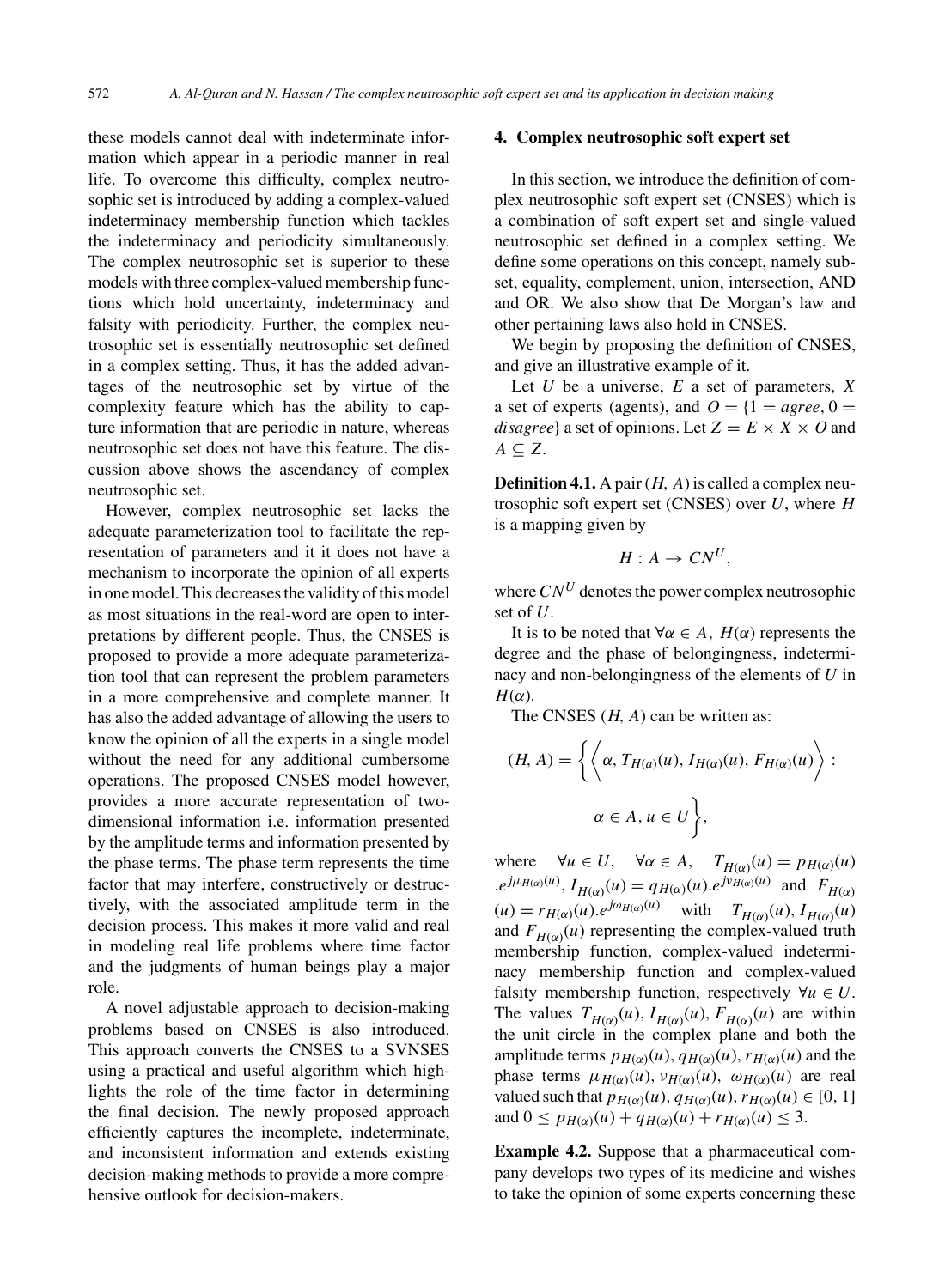these models cannot deal with indeterminate information which appear in a periodic manner in real life. To overcome this difficulty, complex neutrosophic set is introduced by adding a complex-valued indeterminacy membership function which tackles the indeterminacy and periodicity simultaneously. The complex neutrosophic set is superior to these models with three complex-valued membership functions which hold uncertainty, indeterminacy and falsity with periodicity. Further, the complex neutrosophic set is essentially neutrosophic set defined in a complex setting. Thus, it has the added advantages of the neutrosophic set by virtue of the complexity feature which has the ability to capture information that are periodic in nature, whereas neutrosophic set does not have this feature. The discussion above shows the ascendancy of complex neutrosophic set.

However, complex neutrosophic set lacks the adequate parameterization tool to facilitate the representation of parameters and it it does not have a mechanism to incorporate the opinion of all experts in one model. This decreases the validity of this model as most situations in the real-word are open to interpretations by different people. Thus, the CNSES is proposed to provide a more adequate parameterization tool that can represent the problem parameters in a more comprehensive and complete manner. It has also the added advantage of allowing the users to know the opinion of all the experts in a single model without the need for any additional cumbersome operations. The proposed CNSES model however, provides a more accurate representation of two-dimensional information i.e. information presented by the amplitude terms and information presented by the phase terms. The phase term represents the time factor that may interfere, constructively or destructively, with the associated amplitude term in the decision process. This makes it more valid and real in modeling real life problems where time factor and the judgments of human beings play a major role.

A novel adjustable approach to decision-making problems based on CNSES is also introduced. This approach converts the CNSES to a SVNSES using a practical and useful algorithm which highlights the role of the time factor in determining the final decision. The newly proposed approach efficiently captures the incomplete, indeterminate, and inconsistent information and extends existing decision-making methods to provide a more comprehensive outlook for decision-makers.

## 4. Complex neutrosophic soft expert set

In this section, we introduce the definition of complex neutrosophic soft expert set (CNSES) which is a combination of soft expert set and single-valued neutrosophic set defined in a complex setting. We define some operations on this concept, namely subset, equality, complement, union, intersection, AND and OR. We also show that De Morgan's law and other pertaining laws also hold in CNSES.

We begin by proposing the definition of CNSES, and give an illustrative example of it.

Let $U$ be a universe, $E$ a set of parameters, $X$ a set of experts (agents), and $O = \{1 = agree, 0 = disagree\}$ a set of opinions. Let $Z = E \times X \times O$ and $A \subseteq Z$.

**Definition 4.1.** A pair $(H, A)$ is called a complex neutrosophic soft expert set (CNSES) over $U$, where $H$ is a mapping given by

$$H : A \to CN^U,$$

where $CN^U$ denotes the power complex neutrosophic set of $U$.

It is to be noted that $\forall \alpha \in A$, $H(\alpha)$ represents the degree and the phase of belongingness, indeterminacy and non-belongingness of the elements of $U$ in $H(\alpha)$.

The CNSES $(H, A)$ can be written as:

$$(H, A) = \left\{ \left\langle \alpha, T_{H(\alpha)}(u), I_{H(\alpha)}(u), F_{H(\alpha)}(u) \right\rangle : \alpha \in A, u \in U \right\},$$

where $\forall u \in U$, $\forall \alpha \in A$, $T_{H(\alpha)}(u) = p_{H(\alpha)}(u) .e^{j\mu_{H(\alpha)}(u)}$, $I_{H(\alpha)}(u) = q_{H(\alpha)}(u).e^{j\nu_{H(\alpha)}(u)}$ and $F_{H(\alpha)}(u) = r_{H(\alpha)}(u).e^{j\omega_{H(\alpha)}(u)}$ with $T_{H(\alpha)}(u), I_{H(\alpha)}(u)$ and $F_{H(\alpha)}(u)$ representing the complex-valued truth membership function, complex-valued indeterminacy membership function and complex-valued falsity membership function, respectively $\forall u \in U$. The values $T_{H(\alpha)}(u), I_{H(\alpha)}(u), F_{H(\alpha)}(u)$ are within the unit circle in the complex plane and both the amplitude terms $p_{H(\alpha)}(u), q_{H(\alpha)}(u), r_{H(\alpha)}(u)$ and the phase terms $\mu_{H(\alpha)}(u), \nu_{H(\alpha)}(u), \omega_{H(\alpha)}(u)$ are real valued such that $p_{H(\alpha)}(u), q_{H(\alpha)}(u), r_{H(\alpha)}(u) \in [0, 1]$ and $0 \leq p_{H(\alpha)}(u) + q_{H(\alpha)}(u) + r_{H(\alpha)}(u) \leq 3$.

**Example 4.2.** Suppose that a pharmaceutical company develops two types of its medicine and wishes to take the opinion of some experts concerning these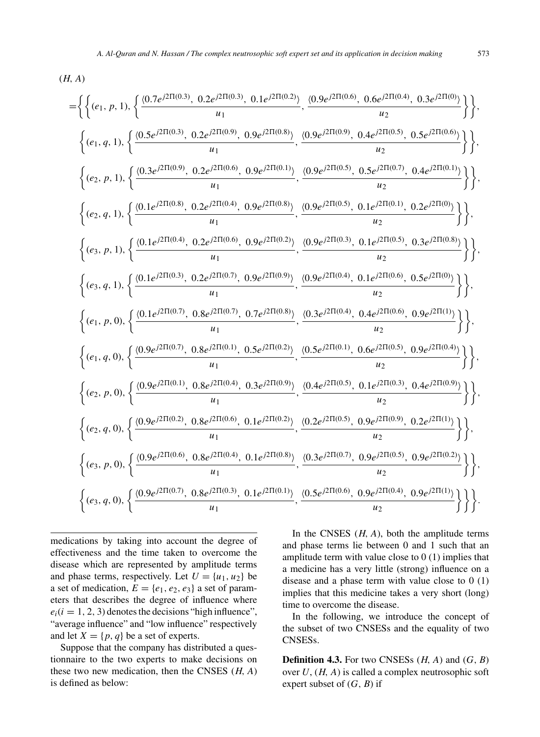$(H, A)$

$$
\begin{aligned}
=\Bigg\{ & \left\{(e_1, p, 1), \left\{\frac{\langle 0.7e^{j2\Pi(0.3)},\ 0.2e^{j2\Pi(0.3)},\ 0.1e^{j2\Pi(0.2)}\rangle}{u_1}, \frac{\langle 0.9e^{j2\Pi(0.6)},\ 0.6e^{j2\Pi(0.4)},\ 0.3e^{j2\Pi(0)}\rangle}{u_2}\right\}\right\}, \\
& \left\{(e_1, q, 1), \left\{\frac{\langle 0.5e^{j2\Pi(0.3)},\ 0.2e^{j2\Pi(0.9)},\ 0.9e^{j2\Pi(0.8)}\rangle}{u_1}, \frac{\langle 0.9e^{j2\Pi(0.9)},\ 0.4e^{j2\Pi(0.5)},\ 0.5e^{j2\Pi(0.6)}\rangle}{u_2}\right\}\right\}, \\
& \left\{(e_2, p, 1), \left\{\frac{\langle 0.3e^{j2\Pi(0.9)},\ 0.2e^{j2\Pi(0.6)},\ 0.9e^{j2\Pi(0.1)}\rangle}{u_1}, \frac{\langle 0.9e^{j2\Pi(0.5)},\ 0.5e^{j2\Pi(0.7)},\ 0.4e^{j2\Pi(0.1)}\rangle}{u_2}\right\}\right\}, \\
& \left\{(e_2, q, 1), \left\{\frac{\langle 0.1e^{j2\Pi(0.8)},\ 0.2e^{j2\Pi(0.4)},\ 0.9e^{j2\Pi(0.8)}\rangle}{u_1}, \frac{\langle 0.9e^{j2\Pi(0.5)},\ 0.1e^{j2\Pi(0.1)},\ 0.2e^{j2\Pi(0)}\rangle}{u_2}\right\}\right\}, \\
& \left\{(e_3, p, 1), \left\{\frac{\langle 0.1e^{j2\Pi(0.4)},\ 0.2e^{j2\Pi(0.6)},\ 0.9e^{j2\Pi(0.2)}\rangle}{u_1}, \frac{\langle 0.9e^{j2\Pi(0.3)},\ 0.1e^{j2\Pi(0.5)},\ 0.3e^{j2\Pi(0.8)}\rangle}{u_2}\right\}\right\}, \\
& \left\{(e_3, q, 1), \left\{\frac{\langle 0.1e^{j2\Pi(0.3)},\ 0.2e^{j2\Pi(0.7)},\ 0.9e^{j2\Pi(0.9)}\rangle}{u_1}, \frac{\langle 0.9e^{j2\Pi(0.4)},\ 0.1e^{j2\Pi(0.6)},\ 0.5e^{j2\Pi(0)}\rangle}{u_2}\right\}\right\}, \\
& \left\{(e_1, p, 0), \left\{\frac{\langle 0.1e^{j2\Pi(0.7)},\ 0.8e^{j2\Pi(0.7)},\ 0.7e^{j2\Pi(0.8)}\rangle}{u_1}, \frac{\langle 0.3e^{j2\Pi(0.4)},\ 0.4e^{j2\Pi(0.6)},\ 0.9e^{j2\Pi(1)}\rangle}{u_2}\right\}\right\}, \\
& \left\{(e_1, q, 0), \left\{\frac{\langle 0.9e^{j2\Pi(0.7)},\ 0.8e^{j2\Pi(0.1)},\ 0.5e^{j2\Pi(0.2)}\rangle}{u_1}, \frac{\langle 0.5e^{j2\Pi(0.1)},\ 0.6e^{j2\Pi(0.5)},\ 0.9e^{j2\Pi(0.4)}\rangle}{u_2}\right\}\right\}, \\
& \left\{(e_2, p, 0), \left\{\frac{\langle 0.9e^{j2\Pi(0.1)},\ 0.8e^{j2\Pi(0.4)},\ 0.3e^{j2\Pi(0.9)}\rangle}{u_1}, \frac{\langle 0.4e^{j2\Pi(0.5)},\ 0.1e^{j2\Pi(0.3)},\ 0.4e^{j2\Pi(0.9)}\rangle}{u_2}\right\}\right\}, \\
& \left\{(e_2, q, 0), \left\{\frac{\langle 0.9e^{j2\Pi(0.2)},\ 0.8e^{j2\Pi(0.6)},\ 0.1e^{j2\Pi(0.2)}\rangle}{u_1}, \frac{\langle 0.2e^{j2\Pi(0.5)},\ 0.9e^{j2\Pi(0.9)},\ 0.2e^{j2\Pi(1)}\rangle}{u_2}\right\}\right\}, \\
& \left\{(e_3, p, 0), \left\{\frac{\langle 0.9e^{j2\Pi(0.6)},\ 0.8e^{j2\Pi(0.4)},\ 0.1e^{j2\Pi(0.8)}\rangle}{u_1}, \frac{\langle 0.3e^{j2\Pi(0.7)},\ 0.9e^{j2\Pi(0.5)},\ 0.9e^{j2\Pi(0.2)}\rangle}{u_2}\right\}\right\}, \\
& \left\{(e_3, q, 0), \left\{\frac{\langle 0.9e^{j2\Pi(0.7)},\ 0.8e^{j2\Pi(0.3)},\ 0.1e^{j2\Pi(0.1)}\rangle}{u_1}, \frac{\langle 0.5e^{j2\Pi(0.6)},\ 0.9e^{j2\Pi(0.4)},\ 0.9e^{j2\Pi(1)}\rangle}{u_2}\right\}\right\}\Bigg\}.
\end{aligned}
$$

medications by taking into account the degree of effectiveness and the time taken to overcome the disease which are represented by amplitude terms and phase terms, respectively. Let $U = \{u_1, u_2\}$ be a set of medication, $E = \{e_1, e_2, e_3\}$ a set of parameters that describes the degree of influence where $e_i (i = 1, 2, 3)$ denotes the decisions "high influence", "average influence" and "low influence" respectively and let $X = \{p, q\}$ be a set of experts.

Suppose that the company has distributed a questionnaire to the two experts to make decisions on these two new medication, then the CNSES $(H, A)$ is defined as below:

In the CNSES $(H, A)$, both the amplitude terms and phase terms lie between 0 and 1 such that an amplitude term with value close to 0 (1) implies that a medicine has a very little (strong) influence on a disease and a phase term with value close to 0 (1) implies that this medicine takes a very short (long) time to overcome the disease.

In the following, we introduce the concept of the subset of two CNSESs and the equality of two CNSESs.

**Definition 4.3.** For two CNSESs $(H, A)$ and $(G, B)$ over $U$, $(H, A)$ is called a complex neutrosophic soft expert subset of $(G, B)$ if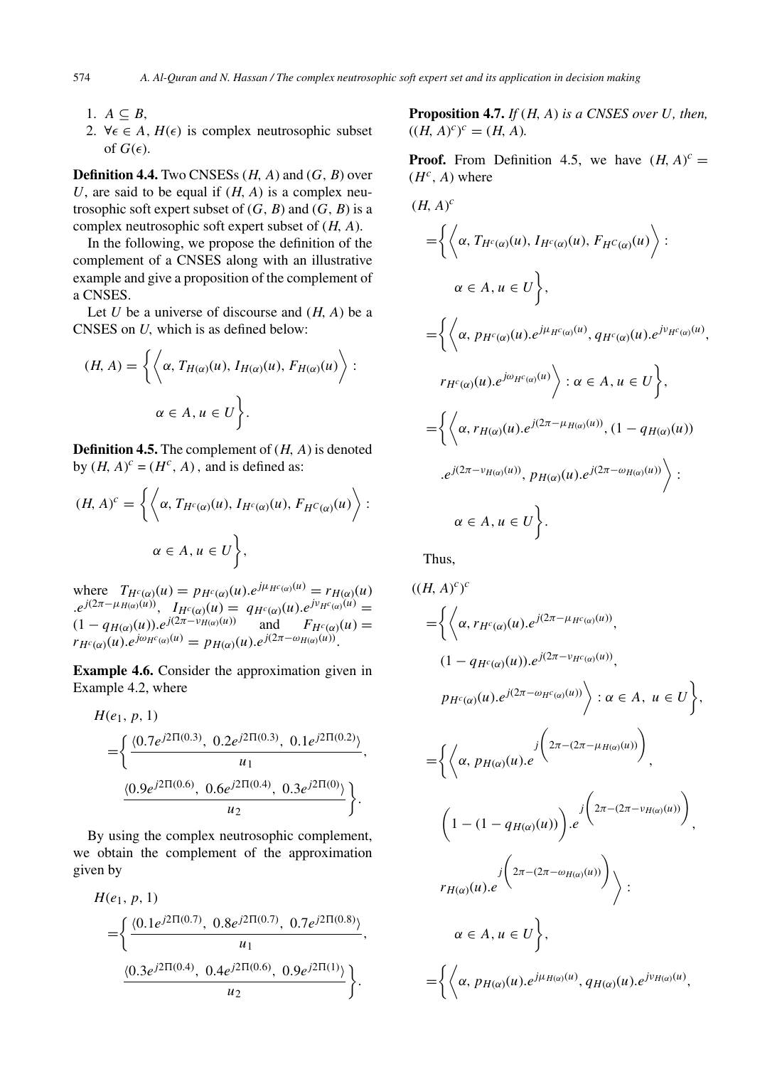1. $A \subseteq B$,
2. $\forall \epsilon \in A$, $H(\epsilon)$ is complex neutrosophic subset of $G(\epsilon)$.

**Definition 4.4.** Two CNSESs $(H, A)$ and $(G, B)$ over $U$, are said to be equal if $(H, A)$ is a complex neutrosophic soft expert subset of $(G, B)$ and $(G, B)$ is a complex neutrosophic soft expert subset of $(H, A)$.

In the following, we propose the definition of the complement of a CNSES along with an illustrative example and give a proposition of the complement of a CNSES.

Let $U$ be a universe of discourse and $(H, A)$ be a CNSES on $U$, which is as defined below:

$$(H, A) = \left\{ \left\langle \alpha, T_{H(\alpha)}(u), I_{H(\alpha)}(u), F_{H(\alpha)}(u) \right\rangle : \alpha \in A, u \in U \right\}.$$

**Definition 4.5.** The complement of $(H, A)$ is denoted by $(H, A)^c = (H^c, A)$, and is defined as:

$$(H, A)^c = \left\{ \left\langle \alpha, T_{H^c(\alpha)}(u), I_{H^c(\alpha)}(u), F_{H^C(\alpha)}(u) \right\rangle : \alpha \in A, u \in U \right\},$$

where $T_{H^c(\alpha)}(u) = p_{H^c(\alpha)}(u).e^{j\mu_{H^c(\alpha)}(u)} = r_{H(\alpha)}(u).e^{j(2\pi - \mu_{H(\alpha)}(u))}$, $I_{H^c(\alpha)}(u) = q_{H^c(\alpha)}(u).e^{j\nu_{H^c(\alpha)}(u)} = (1 - q_{H(\alpha)}(u)).e^{j(2\pi - \nu_{H(\alpha)}(u))}$ and $F_{H^c(\alpha)}(u) = r_{H^c(\alpha)}(u).e^{j\omega_{H^c(\alpha)}(u)} = p_{H(\alpha)}(u).e^{j(2\pi - \omega_{H(\alpha)}(u))}$.

**Example 4.6.** Consider the approximation given in Example 4.2, where

$$H(e_1, p, 1) = \left\{ \frac{\langle 0.7e^{j2\Pi(0.3)},\ 0.2e^{j2\Pi(0.3)},\ 0.1e^{j2\Pi(0.2)} \rangle}{u_1}, \frac{\langle 0.9e^{j2\Pi(0.6)},\ 0.6e^{j2\Pi(0.4)},\ 0.3e^{j2\Pi(0)} \rangle}{u_2} \right\}.$$

By using the complex neutrosophic complement, we obtain the complement of the approximation given by

$$H(e_1, p, 1) = \left\{ \frac{\langle 0.1e^{j2\Pi(0.7)},\ 0.8e^{j2\Pi(0.7)},\ 0.7e^{j2\Pi(0.8)} \rangle}{u_1}, \frac{\langle 0.3e^{j2\Pi(0.4)},\ 0.4e^{j2\Pi(0.6)},\ 0.9e^{j2\Pi(1)} \rangle}{u_2} \right\}.$$

**Proposition 4.7.** *If $(H, A)$ is a CNSES over $U$, then, $((H, A)^c)^c = (H, A)$.*

**Proof.** From Definition 4.5, we have $(H, A)^c = (H^c, A)$ where

$$\begin{aligned}
(H, A)^c &= \left\{ \left\langle \alpha, T_{H^c(\alpha)}(u), I_{H^c(\alpha)}(u), F_{H^C(\alpha)}(u) \right\rangle : \alpha \in A, u \in U \right\}, \\
&= \left\{ \left\langle \alpha, p_{H^c(\alpha)}(u).e^{j\mu_{H^c(\alpha)}(u)}, q_{H^c(\alpha)}(u).e^{j\nu_{H^c(\alpha)}(u)}, r_{H^c(\alpha)}(u).e^{j\omega_{H^c(\alpha)}(u)} \right\rangle : \alpha \in A, u \in U \right\}, \\
&= \left\{ \left\langle \alpha, r_{H(\alpha)}(u).e^{j(2\pi - \mu_{H(\alpha)}(u))}, (1 - q_{H(\alpha)}(u)).e^{j(2\pi - \nu_{H(\alpha)}(u))}, p_{H(\alpha)}(u).e^{j(2\pi - \omega_{H(\alpha)}(u))} \right\rangle : \alpha \in A, u \in U \right\}.
\end{aligned}$$

Thus,

$$\begin{aligned}
((H, A)^c)^c &= \left\{ \left\langle \alpha, r_{H^c(\alpha)}(u).e^{j(2\pi - \mu_{H^c(\alpha)}(u))}, (1 - q_{H^c(\alpha)}(u)).e^{j(2\pi - \nu_{H^c(\alpha)}(u))}, p_{H^c(\alpha)}(u).e^{j(2\pi - \omega_{H^c(\alpha)}(u))} \right\rangle : \alpha \in A,\ u \in U \right\}, \\
&= \left\{ \left\langle \alpha, p_{H(\alpha)}(u).e^{j\left(2\pi - (2\pi - \mu_{H(\alpha)}(u))\right)}, \left(1 - (1 - q_{H(\alpha)}(u))\right).e^{j\left(2\pi - (2\pi - \nu_{H(\alpha)}(u))\right)}, r_{H(\alpha)}(u).e^{j\left(2\pi - (2\pi - \omega_{H(\alpha)}(u))\right)} \right\rangle : \alpha \in A, u \in U \right\}, \\
&= \left\{ \left\langle \alpha, p_{H(\alpha)}(u).e^{j\mu_{H(\alpha)}(u)}, q_{H(\alpha)}(u).e^{j\nu_{H(\alpha)}(u)}, \right. \right.
\end{aligned}$$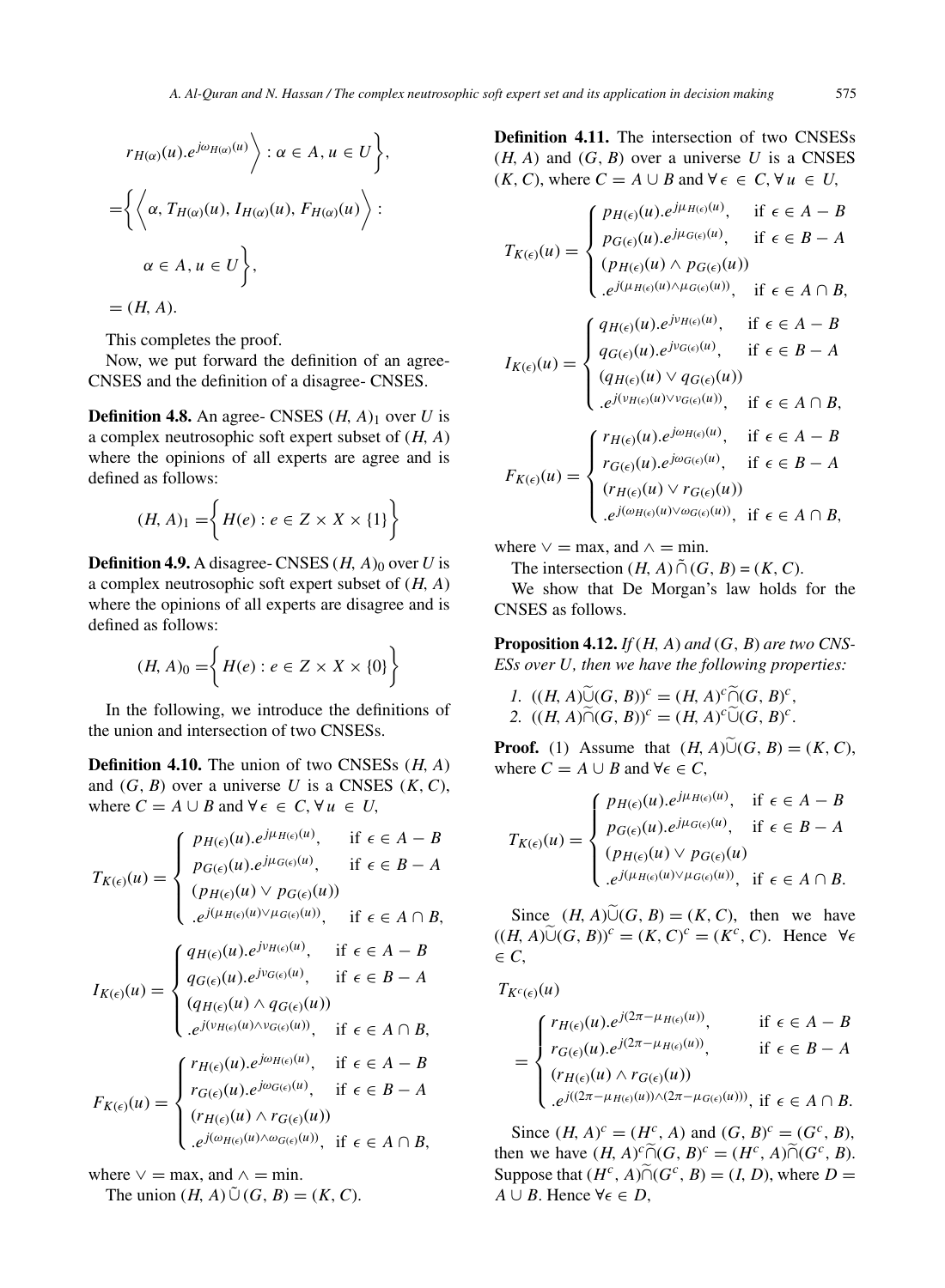$$r_{H(\alpha)}(u).e^{j\omega_{H(\alpha)}(u)}\Big\rangle : \alpha \in A, u \in U\Big\},$$

$$= \Big\{\Big\langle \alpha, T_{H(\alpha)}(u), I_{H(\alpha)}(u), F_{H(\alpha)}(u)\Big\rangle :$$

$$\alpha \in A, u \in U\Big\},$$

$$= (H, A).$$

This completes the proof.

Now, we put forward the definition of an agree- CNSES and the definition of a disagree- CNSES.

**Definition 4.8.** An agree- CNSES $(H, A)_1$ over $U$ is a complex neutrosophic soft expert subset of $(H, A)$ where the opinions of all experts are agree and is defined as follows:

$$(H, A)_1 = \Big\{ H(e) : e \in Z \times X \times \{1\} \Big\}$$

**Definition 4.9.** A disagree- CNSES $(H, A)_0$ over $U$ is a complex neutrosophic soft expert subset of $(H, A)$ where the opinions of all experts are disagree and is defined as follows:

$$(H, A)_0 = \Big\{ H(e) : e \in Z \times X \times \{0\} \Big\}$$

In the following, we introduce the definitions of the union and intersection of two CNSESs.

**Definition 4.10.** The union of two CNSESs $(H, A)$ and $(G, B)$ over a universe $U$ is a CNSES $(K, C)$, where $C = A \cup B$ and $\forall\, \epsilon \in C, \forall\, u \in U$,

$$T_{K(\epsilon)}(u) = \begin{cases} p_{H(\epsilon)}(u).e^{j\mu_{H(\epsilon)}(u)}, & \text{if } \epsilon \in A - B \\ p_{G(\epsilon)}(u).e^{j\mu_{G(\epsilon)}(u)}, & \text{if } \epsilon \in B - A \\ (p_{H(\epsilon)}(u) \vee p_{G(\epsilon)}(u)) & \\ .e^{j(\mu_{H(\epsilon)}(u) \vee \mu_{G(\epsilon)}(u))}, & \text{if } \epsilon \in A \cap B, \end{cases}$$

$$I_{K(\epsilon)}(u) = \begin{cases} q_{H(\epsilon)}(u).e^{j\nu_{H(\epsilon)}(u)}, & \text{if } \epsilon \in A - B \\ q_{G(\epsilon)}(u).e^{j\nu_{G(\epsilon)}(u)}, & \text{if } \epsilon \in B - A \\ (q_{H(\epsilon)}(u) \wedge q_{G(\epsilon)}(u)) & \\ .e^{j(\nu_{H(\epsilon)}(u) \wedge \nu_{G(\epsilon)}(u))}, & \text{if } \epsilon \in A \cap B, \end{cases}$$

$$F_{K(\epsilon)}(u) = \begin{cases} r_{H(\epsilon)}(u).e^{j\omega_{H(\epsilon)}(u)}, & \text{if } \epsilon \in A - B \\ r_{G(\epsilon)}(u).e^{j\omega_{G(\epsilon)}(u)}, & \text{if } \epsilon \in B - A \\ (r_{H(\epsilon)}(u) \wedge r_{G(\epsilon)}(u)) & \\ .e^{j(\omega_{H(\epsilon)}(u) \wedge \omega_{G(\epsilon)}(u))}, & \text{if } \epsilon \in A \cap B, \end{cases}$$

where $\vee = \max$, and $\wedge = \min$.

The union $(H, A)\,\tilde{\cup}\,(G, B) = (K, C)$.

**Definition 4.11.** The intersection of two CNSESs $(H, A)$ and $(G, B)$ over a universe $U$ is a CNSES $(K, C)$, where $C = A \cup B$ and $\forall\, \epsilon \in C, \forall\, u \in U$,

$$T_{K(\epsilon)}(u) = \begin{cases} p_{H(\epsilon)}(u).e^{j\mu_{H(\epsilon)}(u)}, & \text{if } \epsilon \in A - B \\ p_{G(\epsilon)}(u).e^{j\mu_{G(\epsilon)}(u)}, & \text{if } \epsilon \in B - A \\ (p_{H(\epsilon)}(u) \wedge p_{G(\epsilon)}(u)) & \\ .e^{j(\mu_{H(\epsilon)}(u) \wedge \mu_{G(\epsilon)}(u))}, & \text{if } \epsilon \in A \cap B, \end{cases}$$

$$I_{K(\epsilon)}(u) = \begin{cases} q_{H(\epsilon)}(u).e^{j\nu_{H(\epsilon)}(u)}, & \text{if } \epsilon \in A - B \\ q_{G(\epsilon)}(u).e^{j\nu_{G(\epsilon)}(u)}, & \text{if } \epsilon \in B - A \\ (q_{H(\epsilon)}(u) \vee q_{G(\epsilon)}(u)) & \\ .e^{j(\nu_{H(\epsilon)}(u) \vee \nu_{G(\epsilon)}(u))}, & \text{if } \epsilon \in A \cap B, \end{cases}$$

$$F_{K(\epsilon)}(u) = \begin{cases} r_{H(\epsilon)}(u).e^{j\omega_{H(\epsilon)}(u)}, & \text{if } \epsilon \in A - B \\ r_{G(\epsilon)}(u).e^{j\omega_{G(\epsilon)}(u)}, & \text{if } \epsilon \in B - A \\ (r_{H(\epsilon)}(u) \vee r_{G(\epsilon)}(u)) & \\ .e^{j(\omega_{H(\epsilon)}(u) \vee \omega_{G(\epsilon)}(u))}, & \text{if } \epsilon \in A \cap B, \end{cases}$$

where $\vee = \max$, and $\wedge = \min$.

The intersection $(H, A)\,\tilde{\cap}\,(G, B) = (K, C)$.

We show that De Morgan's law holds for the CNSES as follows.

**Proposition 4.12.** *If $(H, A)$ and $(G, B)$ are two CNSESs over $U$, then we have the following properties:*

1. $((H, A)\widetilde{\cup}(G, B))^c = (H, A)^c\widetilde{\cap}(G, B)^c$,
2. $((H, A)\widetilde{\cap}(G, B))^c = (H, A)^c\widetilde{\cup}(G, B)^c$.

**Proof.** (1) Assume that $(H, A)\widetilde{\cup}(G, B) = (K, C)$, where $C = A \cup B$ and $\forall \epsilon \in C$,

$$T_{K(\epsilon)}(u) = \begin{cases} p_{H(\epsilon)}(u).e^{j\mu_{H(\epsilon)}(u)}, & \text{if } \epsilon \in A - B \\ p_{G(\epsilon)}(u).e^{j\mu_{G(\epsilon)}(u)}, & \text{if } \epsilon \in B - A \\ (p_{H(\epsilon)}(u) \vee p_{G(\epsilon)}(u) & \\ .e^{j(\mu_{H(\epsilon)}(u) \vee \mu_{G(\epsilon)}(u))}, & \text{if } \epsilon \in A \cap B. \end{cases}$$

Since $(H, A)\widetilde{\cup}(G, B) = (K, C)$, then we have $((H, A)\widetilde{\cup}(G, B))^c = (K, C)^c = (K^c, C)$. Hence $\forall \epsilon \in C$,

$$T_{K^c(\epsilon)}(u)$$

$$= \begin{cases} r_{H(\epsilon)}(u).e^{j(2\pi - \mu_{H(\epsilon)}(u))}, & \text{if } \epsilon \in A - B \\ r_{G(\epsilon)}(u).e^{j(2\pi - \mu_{H(\epsilon)}(u))}, & \text{if } \epsilon \in B - A \\ (r_{H(\epsilon)}(u) \wedge r_{G(\epsilon)}(u)) & \\ .e^{j((2\pi - \mu_{H(\epsilon)}(u)) \wedge (2\pi - \mu_{G(\epsilon)}(u)))}, & \text{if } \epsilon \in A \cap B. \end{cases}$$

Since $(H, A)^c = (H^c, A)$ and $(G, B)^c = (G^c, B)$, then we have $(H, A)^c\widetilde{\cap}(G, B)^c = (H^c, A)\widetilde{\cap}(G^c, B)$. Suppose that $(H^c, A)\widetilde{\cap}(G^c, B) = (I, D)$, where $D = A \cup B$. Hence $\forall \epsilon \in D$,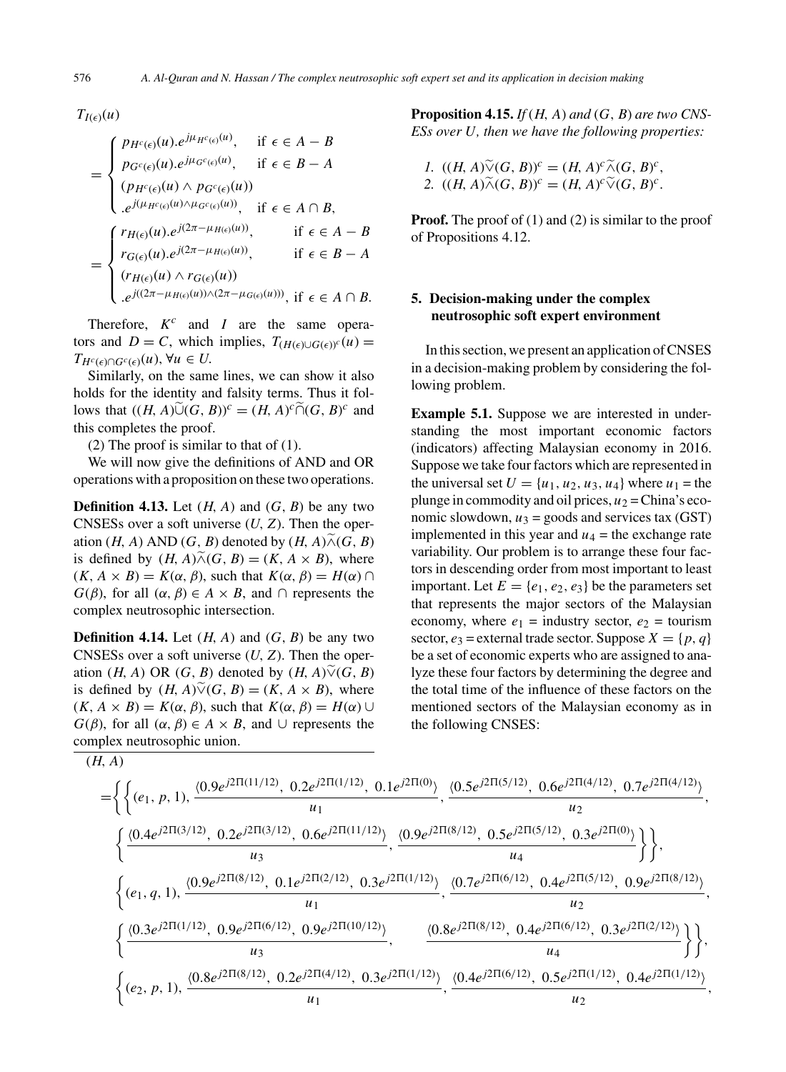$T_{I(\epsilon)}(u)$

$$= \begin{cases} p_{H^c(\epsilon)}(u).e^{j\mu_{H^c(\epsilon)}(u)}, & \text{if } \epsilon \in A - B \\ p_{G^c(\epsilon)}(u).e^{j\mu_{G^c(\epsilon)}(u)}, & \text{if } \epsilon \in B - A \\ (p_{H^c(\epsilon)}(u) \wedge p_{G^c(\epsilon)}(u)) \\ .e^{j(\mu_{H^c(\epsilon)}(u) \wedge \mu_{G^c(\epsilon)}(u))}, & \text{if } \epsilon \in A \cap B, \end{cases}$$

$$= \begin{cases} r_{H(\epsilon)}(u).e^{j(2\pi - \mu_{H(\epsilon)}(u))}, & \text{if } \epsilon \in A - B \\ r_{G(\epsilon)}(u).e^{j(2\pi - \mu_{H(\epsilon)}(u))}, & \text{if } \epsilon \in B - A \\ (r_{H(\epsilon)}(u) \wedge r_{G(\epsilon)}(u)) \\ .e^{j((2\pi - \mu_{H(\epsilon)}(u)) \wedge (2\pi - \mu_{G(\epsilon)}(u)))}, & \text{if } \epsilon \in A \cap B. \end{cases}$$

Therefore, $K^c$ and $I$ are the same operators and $D = C$, which implies, $T_{(H(\epsilon) \cup G(\epsilon))^c}(u) = T_{H^c(\epsilon) \cap G^c(\epsilon)}(u), \forall u \in U$.

Similarly, on the same lines, we can show it also holds for the identity and falsity terms. Thus it follows that $((H, A)\widetilde{\cup}(G, B))^c = (H, A)^c \widetilde{\cap}(G, B)^c$ and this completes the proof.

(2) The proof is similar to that of (1).

We will now give the definitions of AND and OR operations with a proposition on these two operations.

**Definition 4.13.** Let $(H, A)$ and $(G, B)$ be any two CNSESs over a soft universe $(U, Z)$. Then the operation $(H, A)$ AND $(G, B)$ denoted by $(H, A)\widetilde{\wedge}(G, B)$ is defined by $(H, A)\widetilde{\wedge}(G, B) = (K, A \times B)$, where $(K, A \times B) = K(\alpha, \beta)$, such that $K(\alpha, \beta) = H(\alpha) \cap G(\beta)$, for all $(\alpha, \beta) \in A \times B$, and $\cap$ represents the complex neutrosophic intersection.

**Definition 4.14.** Let $(H, A)$ and $(G, B)$ be any two CNSESs over a soft universe $(U, Z)$. Then the operation $(H, A)$ OR $(G, B)$ denoted by $(H, A)\widetilde{\vee}(G, B)$ is defined by $(H, A)\widetilde{\vee}(G, B) = (K, A \times B)$, where $(K, A \times B) = K(\alpha, \beta)$, such that $K(\alpha, \beta) = H(\alpha) \cup G(\beta)$, for all $(\alpha, \beta) \in A \times B$, and $\cup$ represents the complex neutrosophic union.

**Proposition 4.15.** *If $(H, A)$ and $(G, B)$ are two CNSESs over $U$, then we have the following properties:*

1. $((H, A)\widetilde{\vee}(G, B))^c = (H, A)^c \widetilde{\wedge}(G, B)^c$,
2. $((H, A)\widetilde{\wedge}(G, B))^c = (H, A)^c \widetilde{\vee}(G, B)^c$.

**Proof.** The proof of (1) and (2) is similar to the proof of Propositions 4.12.

## 5. Decision-making under the complex neutrosophic soft expert environment

In this section, we present an application of CNSES in a decision-making problem by considering the following problem.

**Example 5.1.** Suppose we are interested in understanding the most important economic factors (indicators) affecting Malaysian economy in 2016. Suppose we take four factors which are represented in the universal set $U = \{u_1, u_2, u_3, u_4\}$ where $u_1$ = the plunge in commodity and oil prices, $u_2$ = China's economic slowdown, $u_3$ = goods and services tax (GST) implemented in this year and $u_4$ = the exchange rate variability. Our problem is to arrange these four factors in descending order from most important to least important. Let $E = \{e_1, e_2, e_3\}$ be the parameters set that represents the major sectors of the Malaysian economy, where $e_1$ = industry sector, $e_2$ = tourism sector, $e_3$ = external trade sector. Suppose $X = \{p, q\}$ be a set of economic experts who are assigned to analyze these four factors by determining the degree and the total time of the influence of these factors on the mentioned sectors of the Malaysian economy as in the following CNSES:

$$\begin{aligned}
(H, A) = \Bigg\{ & \Bigg\{ (e_1, p, 1), \frac{\langle 0.9e^{j2\Pi(11/12)},\ 0.2e^{j2\Pi(1/12)},\ 0.1e^{j2\Pi(0)} \rangle}{u_1}, \frac{\langle 0.5e^{j2\Pi(5/12)},\ 0.6e^{j2\Pi(4/12)},\ 0.7e^{j2\Pi(4/12)} \rangle}{u_2}, \\
& \Bigg\{ \frac{\langle 0.4e^{j2\Pi(3/12)},\ 0.2e^{j2\Pi(3/12)},\ 0.6e^{j2\Pi(11/12)} \rangle}{u_3}, \frac{\langle 0.9e^{j2\Pi(8/12)},\ 0.5e^{j2\Pi(5/12)},\ 0.3e^{j2\Pi(0)} \rangle}{u_4} \Bigg\} \Bigg\}, \\
& \Bigg\{ (e_1, q, 1), \frac{\langle 0.9e^{j2\Pi(8/12)},\ 0.1e^{j2\Pi(2/12)},\ 0.3e^{j2\Pi(1/12)} \rangle}{u_1}, \frac{\langle 0.7e^{j2\Pi(6/12)},\ 0.4e^{j2\Pi(5/12)},\ 0.9e^{j2\Pi(8/12)} \rangle}{u_2}, \\
& \Bigg\{ \frac{\langle 0.3e^{j2\Pi(1/12)},\ 0.9e^{j2\Pi(6/12)},\ 0.9e^{j2\Pi(10/12)} \rangle}{u_3}, \quad \frac{\langle 0.8e^{j2\Pi(8/12)},\ 0.4e^{j2\Pi(6/12)},\ 0.3e^{j2\Pi(2/12)} \rangle}{u_4} \Bigg\} \Bigg\}, \\
& \Bigg\{ (e_2, p, 1), \frac{\langle 0.8e^{j2\Pi(8/12)},\ 0.2e^{j2\Pi(4/12)},\ 0.3e^{j2\Pi(1/12)} \rangle}{u_1}, \frac{\langle 0.4e^{j2\Pi(6/12)},\ 0.5e^{j2\Pi(1/12)},\ 0.4e^{j2\Pi(1/12)} \rangle}{u_2},
\end{aligned}$$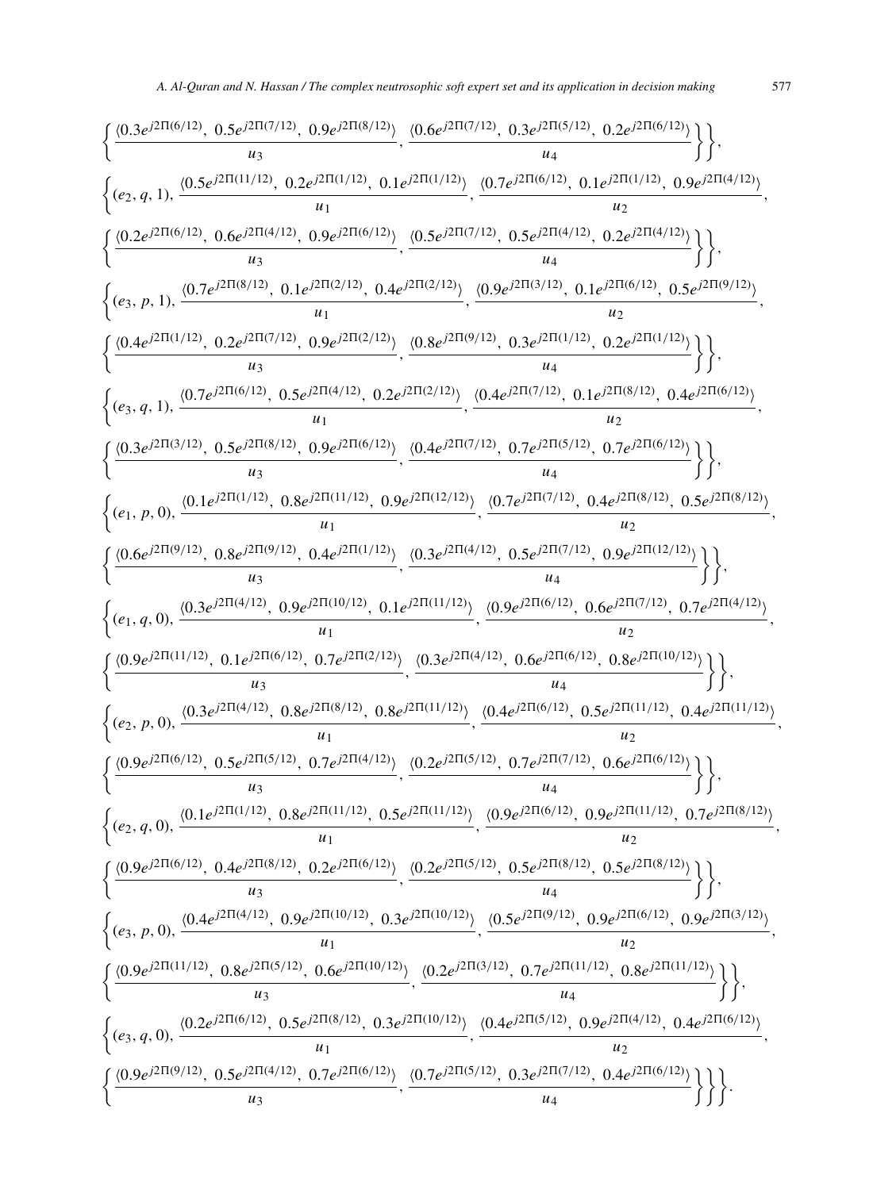$$\left\{\frac{\langle 0.3e^{j2\Pi(6/12)},\ 0.5e^{j2\Pi(7/12)},\ 0.9e^{j2\Pi(8/12)}\rangle}{u_3}, \frac{\langle 0.6e^{j2\Pi(7/12)},\ 0.3e^{j2\Pi(5/12)},\ 0.2e^{j2\Pi(6/12)}\rangle}{u_4}\right\}\Bigg\},$$

$$\Bigg\{(e_2, q, 1), \frac{\langle 0.5e^{j2\Pi(11/12)},\ 0.2e^{j2\Pi(1/12)},\ 0.1e^{j2\Pi(1/12)}\rangle}{u_1}, \frac{\langle 0.7e^{j2\Pi(6/12)},\ 0.1e^{j2\Pi(1/12)},\ 0.9e^{j2\Pi(4/12)}\rangle}{u_2},$$

$$\left\{\frac{\langle 0.2e^{j2\Pi(6/12)},\ 0.6e^{j2\Pi(4/12)},\ 0.9e^{j2\Pi(6/12)}\rangle}{u_3}, \frac{\langle 0.5e^{j2\Pi(7/12)},\ 0.5e^{j2\Pi(4/12)},\ 0.2e^{j2\Pi(4/12)}\rangle}{u_4}\right\}\Bigg\},$$

$$\Bigg\{(e_3, p, 1), \frac{\langle 0.7e^{j2\Pi(8/12)},\ 0.1e^{j2\Pi(2/12)},\ 0.4e^{j2\Pi(2/12)}\rangle}{u_1}, \frac{\langle 0.9e^{j2\Pi(3/12)},\ 0.1e^{j2\Pi(6/12)},\ 0.5e^{j2\Pi(9/12)}\rangle}{u_2},$$

$$\left\{\frac{\langle 0.4e^{j2\Pi(1/12)},\ 0.2e^{j2\Pi(7/12)},\ 0.9e^{j2\Pi(2/12)}\rangle}{u_3}, \frac{\langle 0.8e^{j2\Pi(9/12)},\ 0.3e^{j2\Pi(1/12)},\ 0.2e^{j2\Pi(1/12)}\rangle}{u_4}\right\}\Bigg\},$$

$$\Bigg\{(e_3, q, 1), \frac{\langle 0.7e^{j2\Pi(6/12)},\ 0.5e^{j2\Pi(4/12)},\ 0.2e^{j2\Pi(2/12)}\rangle}{u_1}, \frac{\langle 0.4e^{j2\Pi(7/12)},\ 0.1e^{j2\Pi(8/12)},\ 0.4e^{j2\Pi(6/12)}\rangle}{u_2},$$

$$\left\{\frac{\langle 0.3e^{j2\Pi(3/12)},\ 0.5e^{j2\Pi(8/12)},\ 0.9e^{j2\Pi(6/12)}\rangle}{u_3}, \frac{\langle 0.4e^{j2\Pi(7/12)},\ 0.7e^{j2\Pi(5/12)},\ 0.7e^{j2\Pi(6/12)}\rangle}{u_4}\right\}\Bigg\},$$

$$\Bigg\{(e_1, p, 0), \frac{\langle 0.1e^{j2\Pi(1/12)},\ 0.8e^{j2\Pi(11/12)},\ 0.9e^{j2\Pi(12/12)}\rangle}{u_1}, \frac{\langle 0.7e^{j2\Pi(7/12)},\ 0.4e^{j2\Pi(8/12)},\ 0.5e^{j2\Pi(8/12)}\rangle}{u_2},$$

$$\left\{\frac{\langle 0.6e^{j2\Pi(9/12)},\ 0.8e^{j2\Pi(9/12)},\ 0.4e^{j2\Pi(1/12)}\rangle}{u_3}, \frac{\langle 0.3e^{j2\Pi(4/12)},\ 0.5e^{j2\Pi(7/12)},\ 0.9e^{j2\Pi(12/12)}\rangle}{u_4}\right\}\Bigg\},$$

$$\Bigg\{(e_1, q, 0), \frac{\langle 0.3e^{j2\Pi(4/12)},\ 0.9e^{j2\Pi(10/12)},\ 0.1e^{j2\Pi(11/12)}\rangle}{u_1}, \frac{\langle 0.9e^{j2\Pi(6/12)},\ 0.6e^{j2\Pi(7/12)},\ 0.7e^{j2\Pi(4/12)}\rangle}{u_2},$$

$$\left\{\frac{\langle 0.9e^{j2\Pi(11/12)},\ 0.1e^{j2\Pi(6/12)},\ 0.7e^{j2\Pi(2/12)}\rangle}{u_3}, \frac{\langle 0.3e^{j2\Pi(4/12)},\ 0.6e^{j2\Pi(6/12)},\ 0.8e^{j2\Pi(10/12)}\rangle}{u_4}\right\}\Bigg\},$$

$$\Bigg\{(e_2, p, 0), \frac{\langle 0.3e^{j2\Pi(4/12)},\ 0.8e^{j2\Pi(8/12)},\ 0.8e^{j2\Pi(11/12)}\rangle}{u_1}, \frac{\langle 0.4e^{j2\Pi(6/12)},\ 0.5e^{j2\Pi(11/12)},\ 0.4e^{j2\Pi(11/12)}\rangle}{u_2},$$

$$\left\{\frac{\langle 0.9e^{j2\Pi(6/12)},\ 0.5e^{j2\Pi(5/12)},\ 0.7e^{j2\Pi(4/12)}\rangle}{u_3}, \frac{\langle 0.2e^{j2\Pi(5/12)},\ 0.7e^{j2\Pi(7/12)},\ 0.6e^{j2\Pi(6/12)}\rangle}{u_4}\right\}\Bigg\},$$

$$\Bigg\{(e_2, q, 0), \frac{\langle 0.1e^{j2\Pi(1/12)},\ 0.8e^{j2\Pi(11/12)},\ 0.5e^{j2\Pi(11/12)}\rangle}{u_1}, \frac{\langle 0.9e^{j2\Pi(6/12)},\ 0.9e^{j2\Pi(11/12)},\ 0.7e^{j2\Pi(8/12)}\rangle}{u_2},$$

$$\left\{\frac{\langle 0.9e^{j2\Pi(6/12)},\ 0.4e^{j2\Pi(8/12)},\ 0.2e^{j2\Pi(6/12)}\rangle}{u_3}, \frac{\langle 0.2e^{j2\Pi(5/12)},\ 0.5e^{j2\Pi(8/12)},\ 0.5e^{j2\Pi(8/12)}\rangle}{u_4}\right\}\Bigg\},$$

$$\Bigg\{(e_3, p, 0), \frac{\langle 0.4e^{j2\Pi(4/12)},\ 0.9e^{j2\Pi(10/12)},\ 0.3e^{j2\Pi(10/12)}\rangle}{u_1}, \frac{\langle 0.5e^{j2\Pi(9/12)},\ 0.9e^{j2\Pi(6/12)},\ 0.9e^{j2\Pi(3/12)}\rangle}{u_2},$$

$$\left\{\frac{\langle 0.9e^{j2\Pi(11/12)},\ 0.8e^{j2\Pi(5/12)},\ 0.6e^{j2\Pi(10/12)}\rangle}{u_3}, \frac{\langle 0.2e^{j2\Pi(3/12)},\ 0.7e^{j2\Pi(11/12)},\ 0.8e^{j2\Pi(11/12)}\rangle}{u_4}\right\}\Bigg\},$$

$$\Bigg\{(e_3, q, 0), \frac{\langle 0.2e^{j2\Pi(6/12)},\ 0.5e^{j2\Pi(8/12)},\ 0.3e^{j2\Pi(10/12)}\rangle}{u_1}, \frac{\langle 0.4e^{j2\Pi(5/12)},\ 0.9e^{j2\Pi(4/12)},\ 0.4e^{j2\Pi(6/12)}\rangle}{u_2},$$

$$\left\{\frac{\langle 0.9e^{j2\Pi(9/12)},\ 0.5e^{j2\Pi(4/12)},\ 0.7e^{j2\Pi(6/12)}\rangle}{u_3}, \frac{\langle 0.7e^{j2\Pi(5/12)},\ 0.3e^{j2\Pi(7/12)},\ 0.4e^{j2\Pi(6/12)}\rangle}{u_4}\right\}\Bigg\}\Bigg\}.$$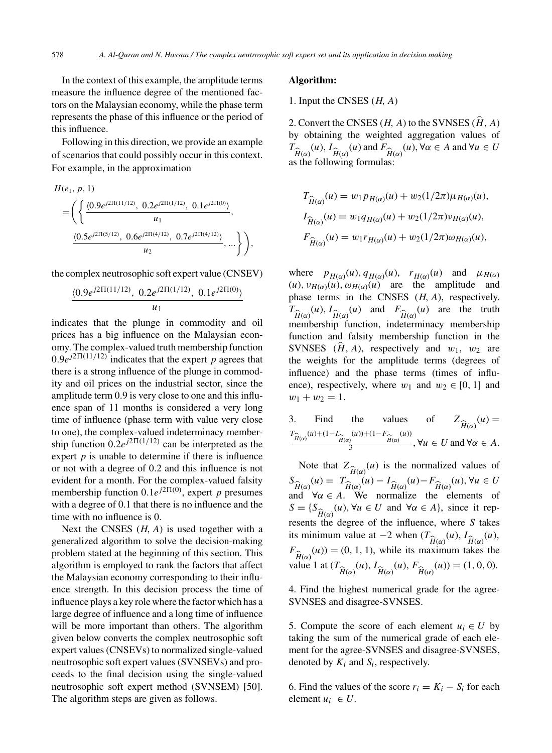In the context of this example, the amplitude terms measure the influence degree of the mentioned factors on the Malaysian economy, while the phase term represents the phase of this influence or the period of this influence.

Following in this direction, we provide an example of scenarios that could possibly occur in this context. For example, in the approximation

$$H(e_1, p, 1) = \left( \left\{ \frac{\langle 0.9e^{j2\Pi(11/12)},\ 0.2e^{j2\Pi(1/12)},\ 0.1e^{j2\Pi(0)} \rangle}{u_1}, \frac{\langle 0.5e^{j2\Pi(5/12)},\ 0.6e^{j2\Pi(4/12)},\ 0.7e^{j2\Pi(4/12)} \rangle}{u_2}, \ldots \right\} \right),$$

the complex neutrosophic soft expert value (CNSEV)

$$\frac{\langle 0.9e^{j2\Pi(11/12)},\ 0.2e^{j2\Pi(1/12)},\ 0.1e^{j2\Pi(0)} \rangle}{u_1}$$

indicates that the plunge in commodity and oil prices has a big influence on the Malaysian economy. The complex-valued truth membership function $0.9e^{j2\Pi(11/12)}$ indicates that the expert $p$ agrees that there is a strong influence of the plunge in commodity and oil prices on the industrial sector, since the amplitude term 0.9 is very close to one and this influence span of 11 months is considered a very long time of influence (phase term with value very close to one), the complex-valued indeterminacy membership function $0.2e^{j2\Pi(1/12)}$ can be interpreted as the expert $p$ is unable to determine if there is influence or not with a degree of 0.2 and this influence is not evident for a month. For the complex-valued falsity membership function $0.1e^{j2\Pi(0)}$, expert $p$ presumes with a degree of 0.1 that there is no influence and the time with no influence is 0.

Next the CNSES $(H, A)$ is used together with a generalized algorithm to solve the decision-making problem stated at the beginning of this section. This algorithm is employed to rank the factors that affect the Malaysian economy corresponding to their influence strength. In this decision process the time of influence plays a key role where the factor which has a large degree of influence and a long time of influence will be more important than others. The algorithm given below converts the complex neutrosophic soft expert values (CNSEVs) to normalized single-valued neutrosophic soft expert values (SVNSEVs) and proceeds to the final decision using the single-valued neutrosophic soft expert method (SVNSEM) [50]. The algorithm steps are given as follows.

**Algorithm:**

1. Input the CNSES $(H, A)$

2. Convert the CNSES $(H, A)$ to the SVNSES $(\widehat{H}, A)$ by obtaining the weighted aggregation values of $T_{\widehat{H}(\alpha)}(u)$, $I_{\widehat{H}(\alpha)}(u)$ and $F_{\widehat{H}(\alpha)}(u)$, $\forall \alpha \in A$ and $\forall u \in U$ as the following formulas:

$$T_{\widehat{H}(\alpha)}(u) = w_1 p_{H(\alpha)}(u) + w_2(1/2\pi)\mu_{H(\alpha)}(u),$$

$$I_{\widehat{H}(\alpha)}(u) = w_1 q_{H(\alpha)}(u) + w_2(1/2\pi)\nu_{H(\alpha)}(u),$$

$$F_{\widehat{H}(\alpha)}(u) = w_1 r_{H(\alpha)}(u) + w_2(1/2\pi)\omega_{H(\alpha)}(u),$$

where $p_{H(\alpha)}(u)$, $q_{H(\alpha)}(u)$, $r_{H(\alpha)}(u)$ and $\mu_{H(\alpha)}(u)$, $\nu_{H(\alpha)}(u)$, $\omega_{H(\alpha)}(u)$ are the amplitude and phase terms in the CNSES $(H, A)$, respectively. $T_{\widehat{H}(\alpha)}(u)$, $I_{\widehat{H}(\alpha)}(u)$ and $F_{\widehat{H}(\alpha)}(u)$ are the truth membership function, indeterminacy membership function and falsity membership function in the SVNSES $(\widehat{H}, A)$, respectively and $w_1$, $w_2$ are the weights for the amplitude terms (degrees of influence) and the phase terms (times of influence), respectively, where $w_1$ and $w_2 \in [0, 1]$ and $w_1 + w_2 = 1$.

3. Find the values of $Z_{\widehat{H}(\alpha)}(u) = \frac{T_{\widehat{H}(\alpha)}(u) + (1 - I_{\widehat{H}(\alpha)}(u)) + (1 - F_{\widehat{H}(\alpha)}(u))}{3}$, $\forall u \in U$ and $\forall \alpha \in A$.

Note that $Z_{\widehat{H}(\alpha)}(u)$ is the normalized values of $S_{\widehat{H}(\alpha)}(u) = T_{\widehat{H}(\alpha)}(u) - I_{\widehat{H}(\alpha)}(u) - F_{\widehat{H}(\alpha)}(u)$, $\forall u \in U$ and $\forall \alpha \in A$. We normalize the elements of $S = \{S_{\widehat{H}(\alpha)}(u), \forall u \in U \text{ and } \forall \alpha \in A\}$, since it represents the degree of the influence, where $S$ takes its minimum value at $-2$ when $(T_{\widehat{H}(\alpha)}(u), I_{\widehat{H}(\alpha)}(u), F_{\widehat{H}(\alpha)}(u)) = (0, 1, 1)$, while its maximum takes the value 1 at $(T_{\widehat{H}(\alpha)}(u), I_{\widehat{H}(\alpha)}(u), F_{\widehat{H}(\alpha)}(u)) = (1, 0, 0)$.

4. Find the highest numerical grade for the agree-SVNSES and disagree-SVNSES.

5. Compute the score of each element $u_i \in U$ by taking the sum of the numerical grade of each element for the agree-SVNSES and disagree-SVNSES, denoted by $K_i$ and $S_i$, respectively.

6. Find the values of the score $r_i = K_i - S_i$ for each element $u_i \in U$.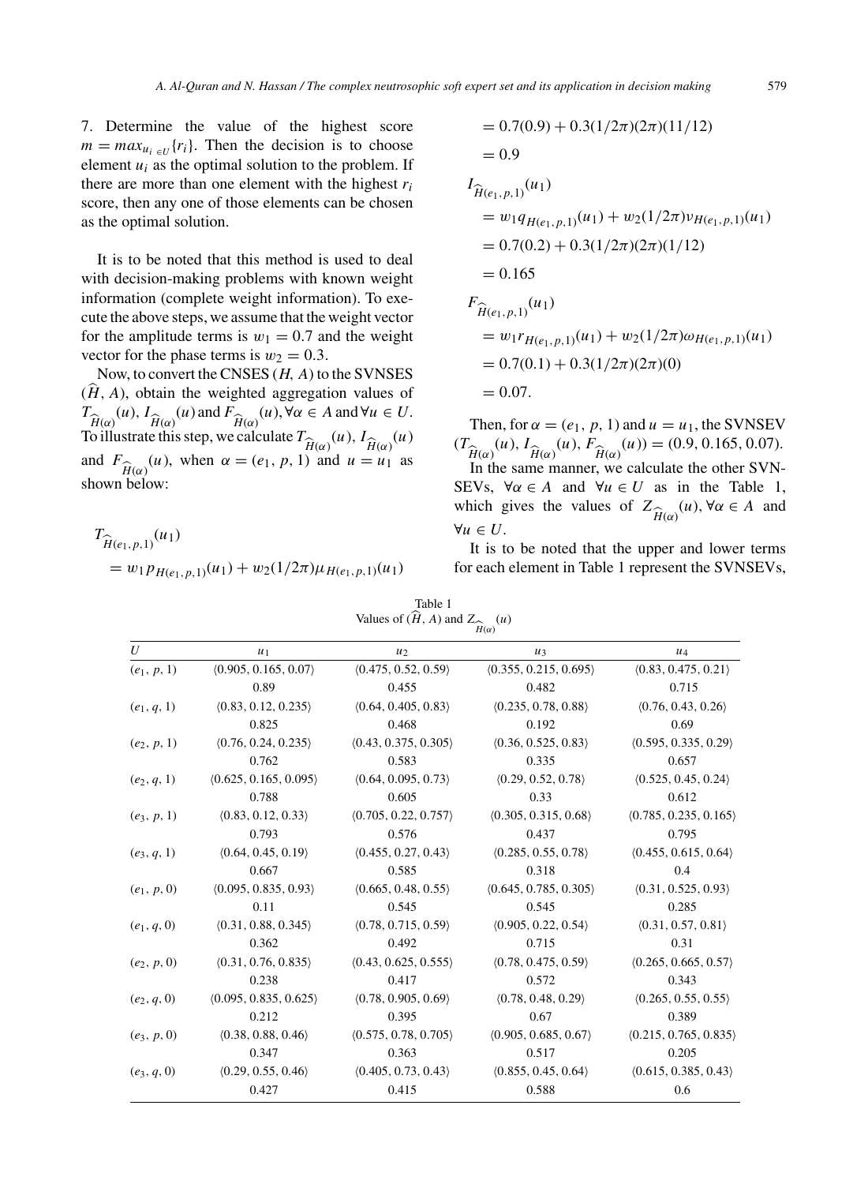7. Determine the value of the highest score $m = max_{u_i \in U}\{r_i\}$. Then the decision is to choose element $u_i$ as the optimal solution to the problem. If there are more than one element with the highest $r_i$ score, then any one of those elements can be chosen as the optimal solution.

It is to be noted that this method is used to deal with decision-making problems with known weight information (complete weight information). To execute the above steps, we assume that the weight vector for the amplitude terms is $w_1 = 0.7$ and the weight vector for the phase terms is $w_2 = 0.3$.

Now, to convert the CNSES $(H, A)$ to the SVNSES $(\widehat{H}, A)$, obtain the weighted aggregation values of $T_{\widehat{H}(\alpha)}(u)$, $I_{\widehat{H}(\alpha)}(u)$ and $F_{\widehat{H}(\alpha)}(u), \forall \alpha \in A$ and $\forall u \in U$. To illustrate this step, we calculate $T_{\widehat{H}(\alpha)}(u)$, $I_{\widehat{H}(\alpha)}(u)$ and $F_{\widehat{H}(\alpha)}(u)$, when $\alpha = (e_1, p, 1)$ and $u = u_1$ as shown below:

$$
\begin{aligned}
&T_{\widehat{H}(e_1,p,1)}(u_1) \\
&= w_1 p_{H(e_1,p,1)}(u_1) + w_2(1/2\pi)\mu_{H(e_1,p,1)}(u_1) \\
&= 0.7(0.9) + 0.3(1/2\pi)(2\pi)(11/12) \\
&= 0.9
\end{aligned}
$$

$$
\begin{aligned}
&I_{\widehat{H}(e_1,p,1)}(u_1) \\
&= w_1 q_{H(e_1,p,1)}(u_1) + w_2(1/2\pi)\nu_{H(e_1,p,1)}(u_1) \\
&= 0.7(0.2) + 0.3(1/2\pi)(2\pi)(1/12) \\
&= 0.165
\end{aligned}
$$

$$
\begin{aligned}
&F_{\widehat{H}(e_1,p,1)}(u_1) \\
&= w_1 r_{H(e_1,p,1)}(u_1) + w_2(1/2\pi)\omega_{H(e_1,p,1)}(u_1) \\
&= 0.7(0.1) + 0.3(1/2\pi)(2\pi)(0) \\
&= 0.07.
\end{aligned}
$$

Then, for $\alpha = (e_1, p, 1)$ and $u = u_1$, the SVNSEV $(T_{\widehat{H}(\alpha)}(u), I_{\widehat{H}(\alpha)}(u), F_{\widehat{H}(\alpha)}(u)) = (0.9, 0.165, 0.07)$.

In the same manner, we calculate the other SVNSEVs, $\forall \alpha \in A$ and $\forall u \in U$ as in the Table 1, which gives the values of $Z_{\widehat{H}(\alpha)}(u), \forall \alpha \in A$ and $\forall u \in U$.

It is to be noted that the upper and lower terms for each element in Table 1 represent the SVNSEVs,

Table 1
Values of $(\widehat{H}, A)$ and $Z_{\widehat{H}(\alpha)}(u)$

| $U$ | $u_1$ | $u_2$ | $u_3$ | $u_4$ |
|---|---|---|---|---|
| $(e_1, p, 1)$ | ⟨0.905, 0.165, 0.07⟩ | ⟨0.475, 0.52, 0.59⟩ | ⟨0.355, 0.215, 0.695⟩ | ⟨0.83, 0.475, 0.21⟩ |
| | 0.89 | 0.455 | 0.482 | 0.715 |
| $(e_1, q, 1)$ | ⟨0.83, 0.12, 0.235⟩ | ⟨0.64, 0.405, 0.83⟩ | ⟨0.235, 0.78, 0.88⟩ | ⟨0.76, 0.43, 0.26⟩ |
| | 0.825 | 0.468 | 0.192 | 0.69 |
| $(e_2, p, 1)$ | ⟨0.76, 0.24, 0.235⟩ | ⟨0.43, 0.375, 0.305⟩ | ⟨0.36, 0.525, 0.83⟩ | ⟨0.595, 0.335, 0.29⟩ |
| | 0.762 | 0.583 | 0.335 | 0.657 |
| $(e_2, q, 1)$ | ⟨0.625, 0.165, 0.095⟩ | ⟨0.64, 0.095, 0.73⟩ | ⟨0.29, 0.52, 0.78⟩ | ⟨0.525, 0.45, 0.24⟩ |
| | 0.788 | 0.605 | 0.33 | 0.612 |
| $(e_3, p, 1)$ | ⟨0.83, 0.12, 0.33⟩ | ⟨0.705, 0.22, 0.757⟩ | ⟨0.305, 0.315, 0.68⟩ | ⟨0.785, 0.235, 0.165⟩ |
| | 0.793 | 0.576 | 0.437 | 0.795 |
| $(e_3, q, 1)$ | ⟨0.64, 0.45, 0.19⟩ | ⟨0.455, 0.27, 0.43⟩ | ⟨0.285, 0.55, 0.78⟩ | ⟨0.455, 0.615, 0.64⟩ |
| | 0.667 | 0.585 | 0.318 | 0.4 |
| $(e_1, p, 0)$ | ⟨0.095, 0.835, 0.93⟩ | ⟨0.665, 0.48, 0.55⟩ | ⟨0.645, 0.785, 0.305⟩ | ⟨0.31, 0.525, 0.93⟩ |
| | 0.11 | 0.545 | 0.545 | 0.285 |
| $(e_1, q, 0)$ | ⟨0.31, 0.88, 0.345⟩ | ⟨0.78, 0.715, 0.59⟩ | ⟨0.905, 0.22, 0.54⟩ | ⟨0.31, 0.57, 0.81⟩ |
| | 0.362 | 0.492 | 0.715 | 0.31 |
| $(e_2, p, 0)$ | ⟨0.31, 0.76, 0.835⟩ | ⟨0.43, 0.625, 0.555⟩ | ⟨0.78, 0.475, 0.59⟩ | ⟨0.265, 0.665, 0.57⟩ |
| | 0.238 | 0.417 | 0.572 | 0.343 |
| $(e_2, q, 0)$ | ⟨0.095, 0.835, 0.625⟩ | ⟨0.78, 0.905, 0.69⟩ | ⟨0.78, 0.48, 0.29⟩ | ⟨0.265, 0.55, 0.55⟩ |
| | 0.212 | 0.395 | 0.67 | 0.389 |
| $(e_3, p, 0)$ | ⟨0.38, 0.88, 0.46⟩ | ⟨0.575, 0.78, 0.705⟩ | ⟨0.905, 0.685, 0.67⟩ | ⟨0.215, 0.765, 0.835⟩ |
| | 0.347 | 0.363 | 0.517 | 0.205 |
| $(e_3, q, 0)$ | ⟨0.29, 0.55, 0.46⟩ | ⟨0.405, 0.73, 0.43⟩ | ⟨0.855, 0.45, 0.64⟩ | ⟨0.615, 0.385, 0.43⟩ |
| | 0.427 | 0.415 | 0.588 | 0.6 |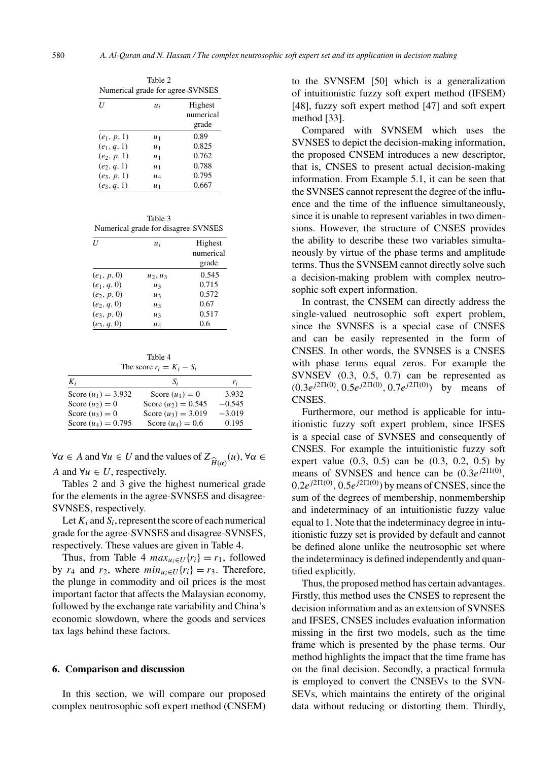Table 2
Numerical grade for agree-SVNSES

| $U$ | $u_i$ | Highest numerical grade |
|---|---|---|
| $(e_1, p, 1)$ | $u_1$ | 0.89 |
| $(e_1, q, 1)$ | $u_1$ | 0.825 |
| $(e_2, p, 1)$ | $u_1$ | 0.762 |
| $(e_2, q, 1)$ | $u_1$ | 0.788 |
| $(e_3, p, 1)$ | $u_4$ | 0.795 |
| $(e_3, q, 1)$ | $u_1$ | 0.667 |

Table 3
Numerical grade for disagree-SVNSES

| $U$ | $u_i$ | Highest numerical grade |
|---|---|---|
| $(e_1, p, 0)$ | $u_2, u_3$ | 0.545 |
| $(e_1, q, 0)$ | $u_3$ | 0.715 |
| $(e_2, p, 0)$ | $u_3$ | 0.572 |
| $(e_2, q, 0)$ | $u_3$ | 0.67 |
| $(e_3, p, 0)$ | $u_3$ | 0.517 |
| $(e_3, q, 0)$ | $u_4$ | 0.6 |

Table 4
The score $r_i = K_i - S_i$

| $K_i$ | $S_i$ | $r_i$ |
|---|---|---|
| Score $(u_1) = 3.932$ | Score $(u_1) = 0$ | 3.932 |
| Score $(u_2) = 0$ | Score $(u_2) = 0.545$ | $-0.545$ |
| Score $(u_3) = 0$ | Score $(u_3) = 3.019$ | $-3.019$ |
| Score $(u_4) = 0.795$ | Score $(u_4) = 0.6$ | 0.195 |

$\forall \alpha \in A$ and $\forall u \in U$ and the values of $Z_{\widehat{H}(\alpha)}(u)$, $\forall \alpha \in A$ and $\forall u \in U$, respectively.

Tables 2 and 3 give the highest numerical grade for the elements in the agree-SVNSES and disagree-SVNSES, respectively.

Let $K_i$ and $S_i$, represent the score of each numerical grade for the agree-SVNSES and disagree-SVNSES, respectively. These values are given in Table 4.

Thus, from Table 4 $max_{u_i \in U}\{r_i\} = r_1$, followed by $r_4$ and $r_2$, where $min_{u_i \in U}\{r_i\} = r_3$. Therefore, the plunge in commodity and oil prices is the most important factor that affects the Malaysian economy, followed by the exchange rate variability and China's economic slowdown, where the goods and services tax lags behind these factors.

## 6. Comparison and discussion

In this section, we will compare our proposed complex neutrosophic soft expert method (CNSEM) to the SVNSEM [50] which is a generalization of intuitionistic fuzzy soft expert method (IFSEM) [48], fuzzy soft expert method [47] and soft expert method [33].

Compared with SVNSEM which uses the SVNSES to depict the decision-making information, the proposed CNSEM introduces a new descriptor, that is, CNSES to present actual decision-making information. From Example 5.1, it can be seen that the SVNSES cannot represent the degree of the influence and the time of the influence simultaneously, since it is unable to represent variables in two dimensions. However, the structure of CNSES provides the ability to describe these two variables simultaneously by virtue of the phase terms and amplitude terms. Thus the SVNSEM cannot directly solve such a decision-making problem with complex neutrosophic soft expert information.

In contrast, the CNSEM can directly address the single-valued neutrosophic soft expert problem, since the SVNSES is a special case of CNSES and can be easily represented in the form of CNSES. In other words, the SVNSES is a CNSES with phase terms equal zeros. For example the SVNSEV (0.3, 0.5, 0.7) can be represented as $(0.3e^{j2\Pi(0)}, 0.5e^{j2\Pi(0)}, 0.7e^{j2\Pi(0)})$ by means of CNSES.

Furthermore, our method is applicable for intuitionistic fuzzy soft expert problem, since IFSES is a special case of SVNSES and consequently of CNSES. For example the intuitionistic fuzzy soft expert value (0.3, 0.5) can be (0.3, 0.2, 0.5) by means of SVNSES and hence can be $(0.3e^{j2\Pi(0)}, 0.2e^{j2\Pi(0)}, 0.5e^{j2\Pi(0)})$ by means of CNSES, since the sum of the degrees of membership, nonmembership and indeterminacy of an intuitionistic fuzzy value equal to 1. Note that the indeterminacy degree in intuitionistic fuzzy set is provided by default and cannot be defined alone unlike the neutrosophic set where the indeterminacy is defined independently and quantified explicitly.

Thus, the proposed method has certain advantages. Firstly, this method uses the CNSES to represent the decision information and as an extension of SVNSES and IFSES, CNSES includes evaluation information missing in the first two models, such as the time frame which is presented by the phase terms. Our method highlights the impact that the time frame has on the final decision. Secondly, a practical formula is employed to convert the CNSEVs to the SVNSEVs, which maintains the entirety of the original data without reducing or distorting them. Thirdly,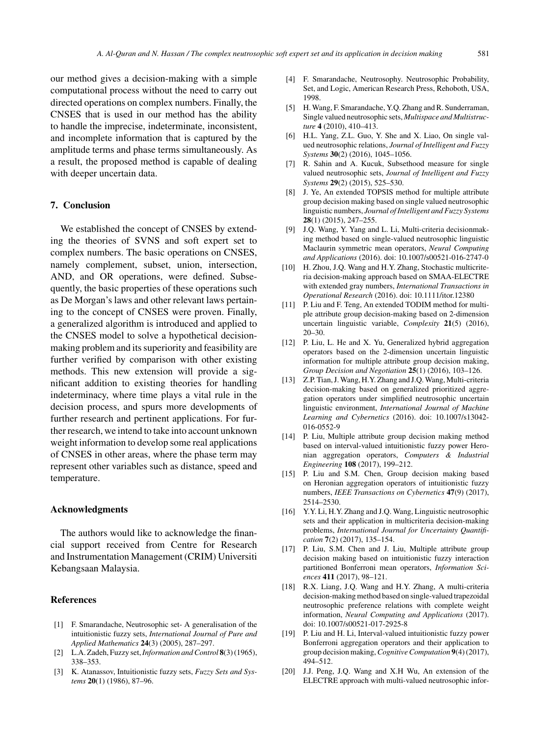our method gives a decision-making with a simple computational process without the need to carry out directed operations on complex numbers. Finally, the CNSES that is used in our method has the ability to handle the imprecise, indeterminate, inconsistent, and incomplete information that is captured by the amplitude terms and phase terms simultaneously. As a result, the proposed method is capable of dealing with deeper uncertain data.

## 7. Conclusion

We established the concept of CNSES by extending the theories of SVNS and soft expert set to complex numbers. The basic operations on CNSES, namely complement, subset, union, intersection, AND, and OR operations, were defined. Subsequently, the basic properties of these operations such as De Morgan's laws and other relevant laws pertaining to the concept of CNSES were proven. Finally, a generalized algorithm is introduced and applied to the CNSES model to solve a hypothetical decision-making problem and its superiority and feasibility are further verified by comparison with other existing methods. This new extension will provide a significant addition to existing theories for handling indeterminacy, where time plays a vital rule in the decision process, and spurs more developments of further research and pertinent applications. For further research, we intend to take into account unknown weight information to develop some real applications of CNSES in other areas, where the phase term may represent other variables such as distance, speed and temperature.

## Acknowledgments

The authors would like to acknowledge the financial support received from Centre for Research and Instrumentation Management (CRIM) Universiti Kebangsaan Malaysia.

## References

- [1] F. Smarandache, Neutrosophic set- A generalisation of the intuitionistic fuzzy sets, *International Journal of Pure and Applied Mathematics* **24**(3) (2005), 287–297.
- [2] L.A. Zadeh, Fuzzy set, *Information and Control* **8**(3) (1965), 338–353.
- [3] K. Atanassov, Intuitionistic fuzzy sets, *Fuzzy Sets and Systems* **20**(1) (1986), 87–96.
- [4] F. Smarandache, Neutrosophy. Neutrosophic Probability, Set, and Logic, American Research Press, Rehoboth, USA, 1998.
- [5] H. Wang, F. Smarandache, Y.Q. Zhang and R. Sunderraman, Single valued neutrosophic sets, *Multispace and Multistructure* **4** (2010), 410–413.
- [6] H.L. Yang, Z.L. Guo, Y. She and X. Liao, On single valued neutrosophic relations, *Journal of Intelligent and Fuzzy Systems* **30**(2) (2016), 1045–1056.
- [7] R. Sahin and A. Kucuk, Subsethood measure for single valued neutrosophic sets, *Journal of Intelligent and Fuzzy Systems* **29**(2) (2015), 525–530.
- [8] J. Ye, An extended TOPSIS method for multiple attribute group decision making based on single valued neutrosophic linguistic numbers, *Journal of Intelligent and Fuzzy Systems* **28**(1) (2015), 247–255.
- [9] J.Q. Wang, Y. Yang and L. Li, Multi-criteria decisionmaking method based on single-valued neutrosophic linguistic Maclaurin symmetric mean operators, *Neural Computing and Applications* (2016). doi: 10.1007/s00521-016-2747-0
- [10] H. Zhou, J.Q. Wang and H.Y. Zhang, Stochastic multicriteria decision-making approach based on SMAA-ELECTRE with extended gray numbers, *International Transactions in Operational Research* (2016). doi: 10.1111/itor.12380
- [11] P. Liu and F. Teng, An extended TODIM method for multiple attribute group decision-making based on 2-dimension uncertain linguistic variable, *Complexity* **21**(5) (2016), 20–30.
- [12] P. Liu, L. He and X. Yu, Generalized hybrid aggregation operators based on the 2-dimension uncertain linguistic information for multiple attribute group decision making, *Group Decision and Negotiation* **25**(1) (2016), 103–126.
- [13] Z.P. Tian, J. Wang, H.Y. Zhang and J.Q. Wang, Multi-criteria decision-making based on generalized prioritized aggregation operators under simplified neutrosophic uncertain linguistic environment, *International Journal of Machine Learning and Cybernetics* (2016). doi: 10.1007/s13042-016-0552-9
- [14] P. Liu, Multiple attribute group decision making method based on interval-valued intuitionistic fuzzy power Heronian aggregation operators, *Computers & Industrial Engineering* **108** (2017), 199–212.
- [15] P. Liu and S.M. Chen, Group decision making based on Heronian aggregation operators of intuitionistic fuzzy numbers, *IEEE Transactions on Cybernetics* **47**(9) (2017), 2514–2530.
- [16] Y.Y. Li, H.Y. Zhang and J.Q. Wang, Linguistic neutrosophic sets and their application in multicriteria decision-making problems, *International Journal for Uncertainty Quantification* **7**(2) (2017), 135–154.
- [17] P. Liu, S.M. Chen and J. Liu, Multiple attribute group decision making based on intuitionistic fuzzy interaction partitioned Bonferroni mean operators, *Information Sciences* **411** (2017), 98–121.
- [18] R.X. Liang, J.Q. Wang and H.Y. Zhang, A multi-criteria decision-making method based on single-valued trapezoidal neutrosophic preference relations with complete weight information, *Neural Computing and Applications* (2017). doi: 10.1007/s00521-017-2925-8
- [19] P. Liu and H. Li, Interval-valued intuitionistic fuzzy power Bonferroni aggregation operators and their application to group decision making, *Cognitive Computation* **9**(4) (2017), 494–512.
- [20] J.J. Peng, J.Q. Wang and X.H Wu, An extension of the ELECTRE approach with multi-valued neutrosophic infor-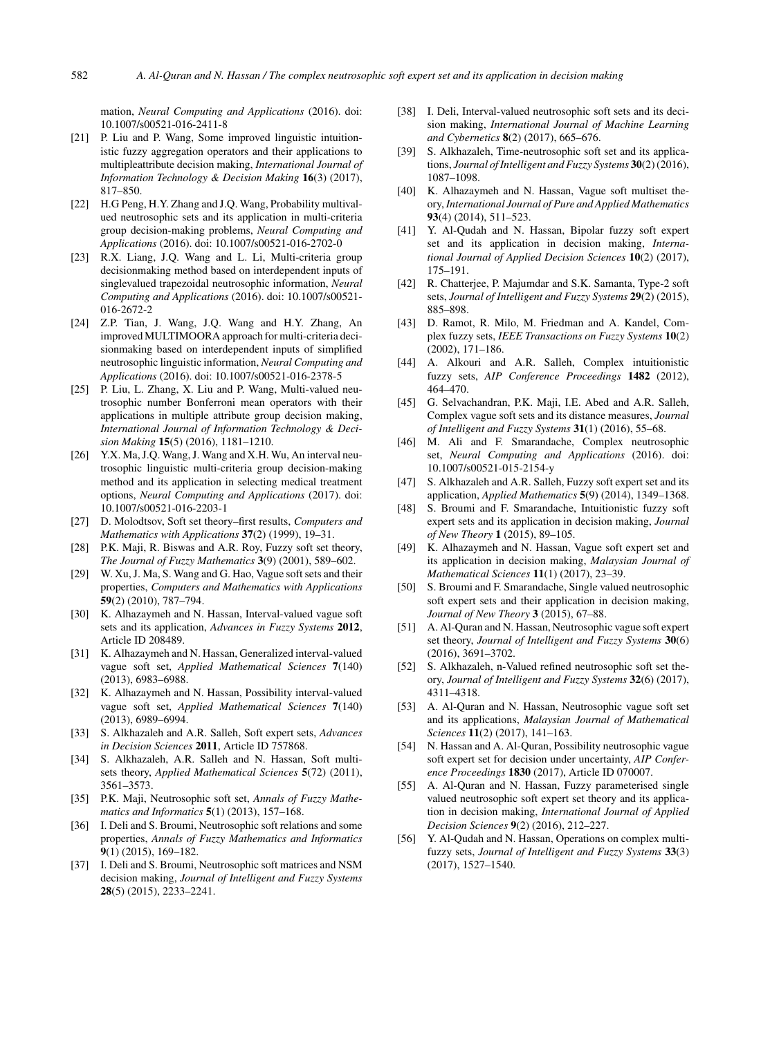mation, *Neural Computing and Applications* (2016). doi: 10.1007/s00521-016-2411-8

[21] P. Liu and P. Wang, Some improved linguistic intuitionistic fuzzy aggregation operators and their applications to multipleattribute decision making, *International Journal of Information Technology & Decision Making* **16**(3) (2017), 817–850.

[22] H.G Peng, H.Y. Zhang and J.Q. Wang, Probability multivalued neutrosophic sets and its application in multi-criteria group decision-making problems, *Neural Computing and Applications* (2016). doi: 10.1007/s00521-016-2702-0

[23] R.X. Liang, J.Q. Wang and L. Li, Multi-criteria group decisionmaking method based on interdependent inputs of singlevalued trapezoidal neutrosophic information, *Neural Computing and Applications* (2016). doi: 10.1007/s00521-016-2672-2

[24] Z.P. Tian, J. Wang, J.Q. Wang and H.Y. Zhang, An improved MULTIMOORA approach for multi-criteria decisionmaking based on interdependent inputs of simplified neutrosophic linguistic information, *Neural Computing and Applications* (2016). doi: 10.1007/s00521-016-2378-5

[25] P. Liu, L. Zhang, X. Liu and P. Wang, Multi-valued neutrosophic number Bonferroni mean operators with their applications in multiple attribute group decision making, *International Journal of Information Technology & Decision Making* **15**(5) (2016), 1181–1210.

[26] Y.X. Ma, J.Q. Wang, J. Wang and X.H. Wu, An interval neutrosophic linguistic multi-criteria group decision-making method and its application in selecting medical treatment options, *Neural Computing and Applications* (2017). doi: 10.1007/s00521-016-2203-1

[27] D. Molodtsov, Soft set theory–first results, *Computers and Mathematics with Applications* **37**(2) (1999), 19–31.

[28] P.K. Maji, R. Biswas and A.R. Roy, Fuzzy soft set theory, *The Journal of Fuzzy Mathematics* **3**(9) (2001), 589–602.

[29] W. Xu, J. Ma, S. Wang and G. Hao, Vague soft sets and their properties, *Computers and Mathematics with Applications* **59**(2) (2010), 787–794.

[30] K. Alhazaymeh and N. Hassan, Interval-valued vague soft sets and its application, *Advances in Fuzzy Systems* **2012**, Article ID 208489.

[31] K. Alhazaymeh and N. Hassan, Generalized interval-valued vague soft set, *Applied Mathematical Sciences* **7**(140) (2013), 6983–6988.

[32] K. Alhazaymeh and N. Hassan, Possibility interval-valued vague soft set, *Applied Mathematical Sciences* **7**(140) (2013), 6989–6994.

[33] S. Alkhazaleh and A.R. Salleh, Soft expert sets, *Advances in Decision Sciences* **2011**, Article ID 757868.

[34] S. Alkhazaleh, A.R. Salleh and N. Hassan, Soft multisets theory, *Applied Mathematical Sciences* **5**(72) (2011), 3561–3573.

[35] P.K. Maji, Neutrosophic soft set, *Annals of Fuzzy Mathematics and Informatics* **5**(1) (2013), 157–168.

[36] I. Deli and S. Broumi, Neutrosophic soft relations and some properties, *Annals of Fuzzy Mathematics and Informatics* **9**(1) (2015), 169–182.

[37] I. Deli and S. Broumi, Neutrosophic soft matrices and NSM decision making, *Journal of Intelligent and Fuzzy Systems* **28**(5) (2015), 2233–2241.

[38] I. Deli, Interval-valued neutrosophic soft sets and its decision making, *International Journal of Machine Learning and Cybernetics* **8**(2) (2017), 665–676.

[39] S. Alkhazaleh, Time-neutrosophic soft set and its applications, *Journal of Intelligent and Fuzzy Systems* **30**(2) (2016), 1087–1098.

[40] K. Alhazaymeh and N. Hassan, Vague soft multiset theory, *International Journal of Pure and Applied Mathematics* **93**(4) (2014), 511–523.

[41] Y. Al-Qudah and N. Hassan, Bipolar fuzzy soft expert set and its application in decision making, *International Journal of Applied Decision Sciences* **10**(2) (2017), 175–191.

[42] R. Chatterjee, P. Majumdar and S.K. Samanta, Type-2 soft sets, *Journal of Intelligent and Fuzzy Systems* **29**(2) (2015), 885–898.

[43] D. Ramot, R. Milo, M. Friedman and A. Kandel, Complex fuzzy sets, *IEEE Transactions on Fuzzy Systems* **10**(2) (2002), 171–186.

[44] A. Alkouri and A.R. Salleh, Complex intuitionistic fuzzy sets, *AIP Conference Proceedings* **1482** (2012), 464–470.

[45] G. Selvachandran, P.K. Maji, I.E. Abed and A.R. Salleh, Complex vague soft sets and its distance measures, *Journal of Intelligent and Fuzzy Systems* **31**(1) (2016), 55–68.

[46] M. Ali and F. Smarandache, Complex neutrosophic set, *Neural Computing and Applications* (2016). doi: 10.1007/s00521-015-2154-y

[47] S. Alkhazaleh and A.R. Salleh, Fuzzy soft expert set and its application, *Applied Mathematics* **5**(9) (2014), 1349–1368.

[48] S. Broumi and F. Smarandache, Intuitionistic fuzzy soft expert sets and its application in decision making, *Journal of New Theory* **1** (2015), 89–105.

[49] K. Alhazaymeh and N. Hassan, Vague soft expert set and its application in decision making, *Malaysian Journal of Mathematical Sciences* **11**(1) (2017), 23–39.

[50] S. Broumi and F. Smarandache, Single valued neutrosophic soft expert sets and their application in decision making, *Journal of New Theory* **3** (2015), 67–88.

[51] A. Al-Quran and N. Hassan, Neutrosophic vague soft expert set theory, *Journal of Intelligent and Fuzzy Systems* **30**(6) (2016), 3691–3702.

[52] S. Alkhazaleh, n-Valued refined neutrosophic soft set theory, *Journal of Intelligent and Fuzzy Systems* **32**(6) (2017), 4311–4318.

[53] A. Al-Quran and N. Hassan, Neutrosophic vague soft set and its applications, *Malaysian Journal of Mathematical Sciences* **11**(2) (2017), 141–163.

[54] N. Hassan and A. Al-Quran, Possibility neutrosophic vague soft expert set for decision under uncertainty, *AIP Conference Proceedings* **1830** (2017), Article ID 070007.

[55] A. Al-Quran and N. Hassan, Fuzzy parameterised single valued neutrosophic soft expert set theory and its application in decision making, *International Journal of Applied Decision Sciences* **9**(2) (2016), 212–227.

[56] Y. Al-Qudah and N. Hassan, Operations on complex multifuzzy sets, *Journal of Intelligent and Fuzzy Systems* **33**(3) (2017), 1527–1540.